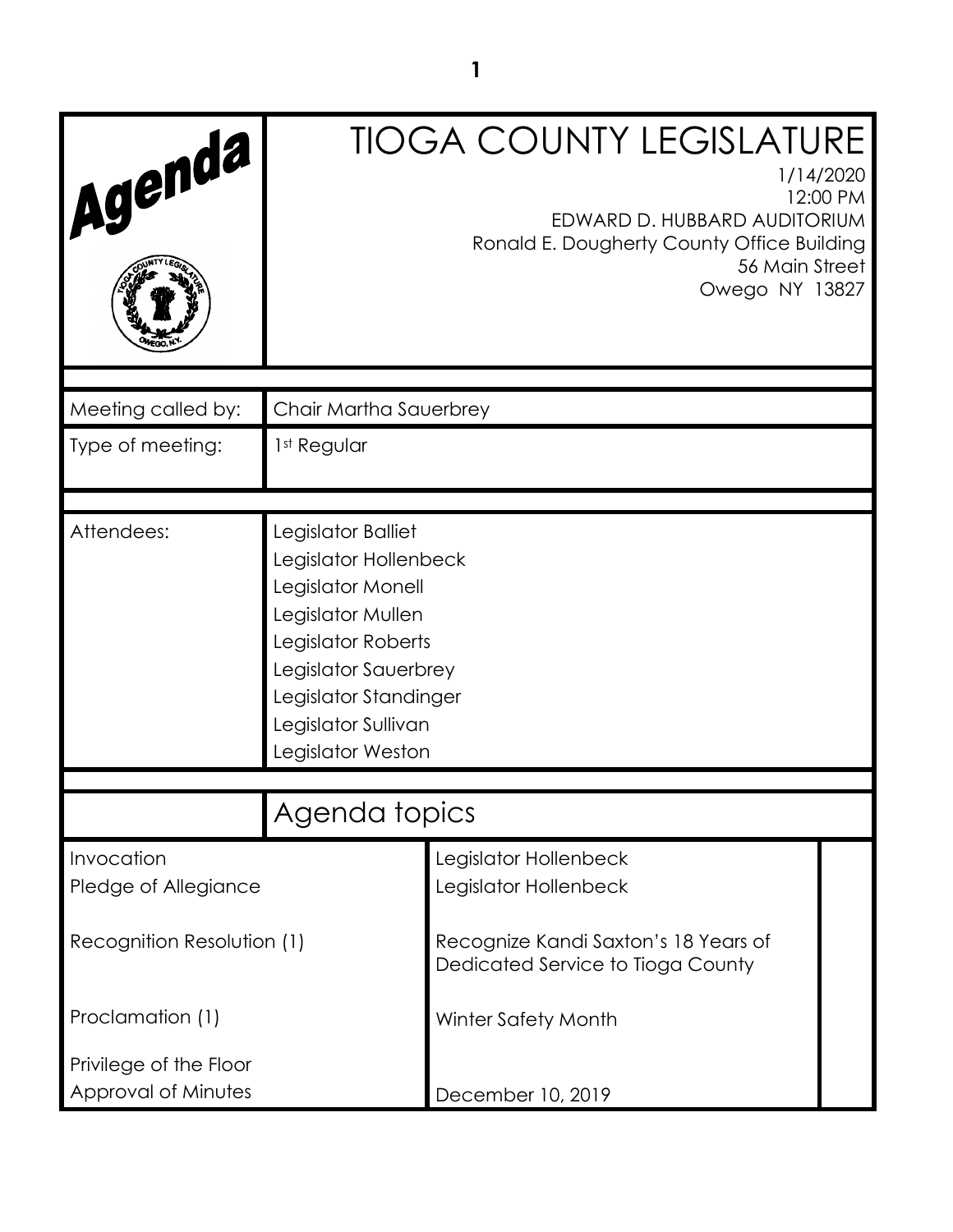# Agenda

# TIOGA COUNTY LEGISLATURE

1/14/2020
12:00 PM
EDWARD D. HUBBARD AUDITORIUM
Ronald E. Dougherty County Office Building
56 Main Street
Owego NY 13827

| | |
|---|---|
| Meeting called by: | Chair Martha Sauerbrey |
| Type of meeting: | 1st Regular |

| | |
|---|---|
| Attendees: | Legislator Balliet<br>Legislator Hollenbeck<br>Legislator Monell<br>Legislator Mullen<br>Legislator Roberts<br>Legislator Sauerbrey<br>Legislator Standinger<br>Legislator Sullivan<br>Legislator Weston |

## Agenda topics

| | | |
|---|---|---|
| Invocation | Legislator Hollenbeck | |
| Pledge of Allegiance | Legislator Hollenbeck | |
| Recognition Resolution (1) | Recognize Kandi Saxton's 18 Years of Dedicated Service to Tioga County | |
| Proclamation (1) | Winter Safety Month | |
| Privilege of the Floor | | |
| Approval of Minutes | December 10, 2019 | |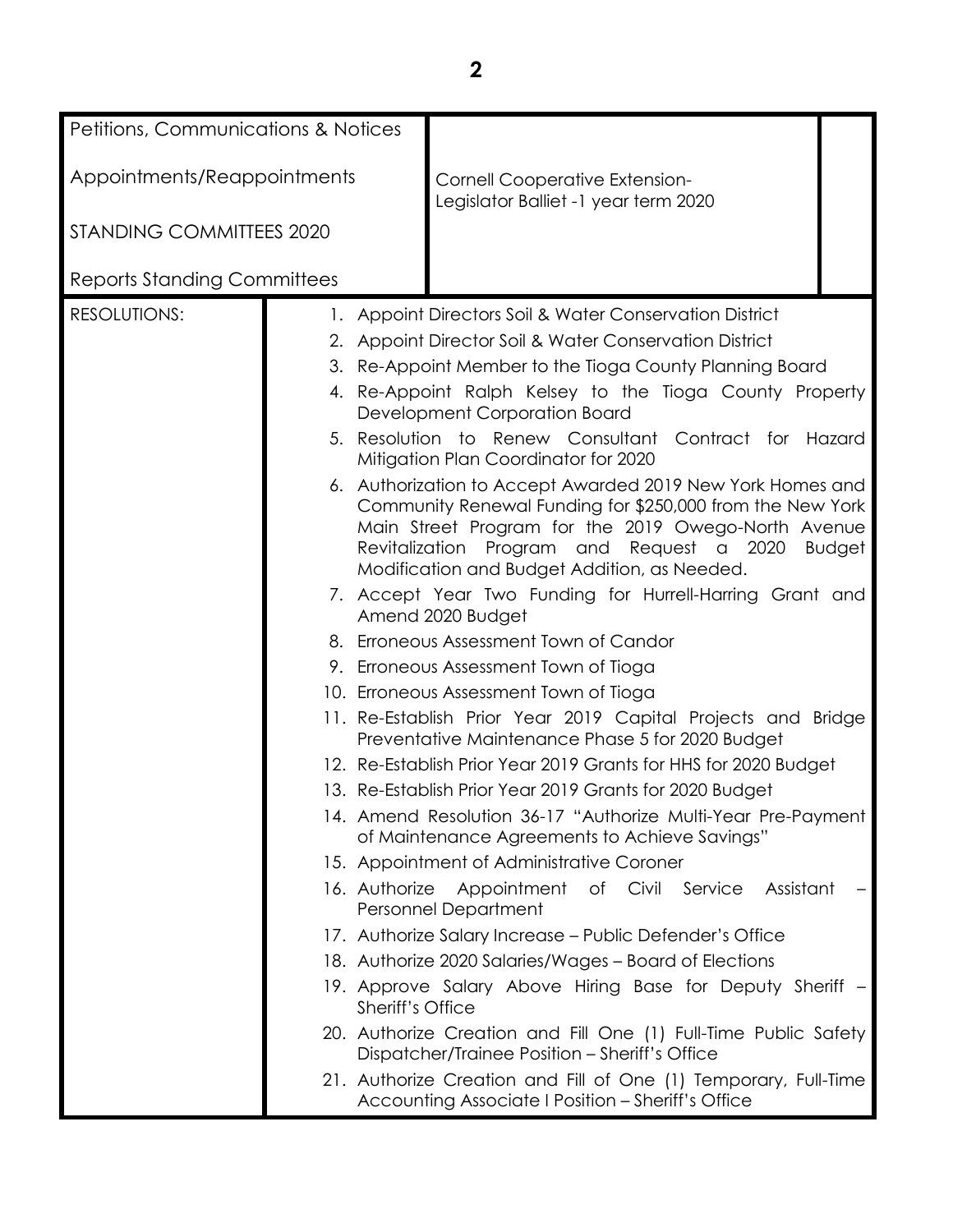| Petitions, Communications & Notices | | |
|---|---|---|
| Appointments/Reappointments | Cornell Cooperative Extension-<br>Legislator Balliet -1 year term 2020 | |
| STANDING COMMITTEES 2020 | | |
| Reports Standing Committees | | |

RESOLUTIONS:

1. Appoint Directors Soil & Water Conservation District
2. Appoint Director Soil & Water Conservation District
3. Re-Appoint Member to the Tioga County Planning Board
4. Re-Appoint Ralph Kelsey to the Tioga County Property Development Corporation Board
5. Resolution to Renew Consultant Contract for Hazard Mitigation Plan Coordinator for 2020
6. Authorization to Accept Awarded 2019 New York Homes and Community Renewal Funding for $250,000 from the New York Main Street Program for the 2019 Owego-North Avenue Revitalization Program and Request a 2020 Budget Modification and Budget Addition, as Needed.
7. Accept Year Two Funding for Hurrell-Harring Grant and Amend 2020 Budget
8. Erroneous Assessment Town of Candor
9. Erroneous Assessment Town of Tioga
10. Erroneous Assessment Town of Tioga
11. Re-Establish Prior Year 2019 Capital Projects and Bridge Preventative Maintenance Phase 5 for 2020 Budget
12. Re-Establish Prior Year 2019 Grants for HHS for 2020 Budget
13. Re-Establish Prior Year 2019 Grants for 2020 Budget
14. Amend Resolution 36-17 "Authorize Multi-Year Pre-Payment of Maintenance Agreements to Achieve Savings"
15. Appointment of Administrative Coroner
16. Authorize Appointment of Civil Service Assistant – Personnel Department
17. Authorize Salary Increase – Public Defender's Office
18. Authorize 2020 Salaries/Wages – Board of Elections
19. Approve Salary Above Hiring Base for Deputy Sheriff – Sheriff's Office
20. Authorize Creation and Fill One (1) Full-Time Public Safety Dispatcher/Trainee Position – Sheriff's Office
21. Authorize Creation and Fill of One (1) Temporary, Full-Time Accounting Associate I Position – Sheriff's Office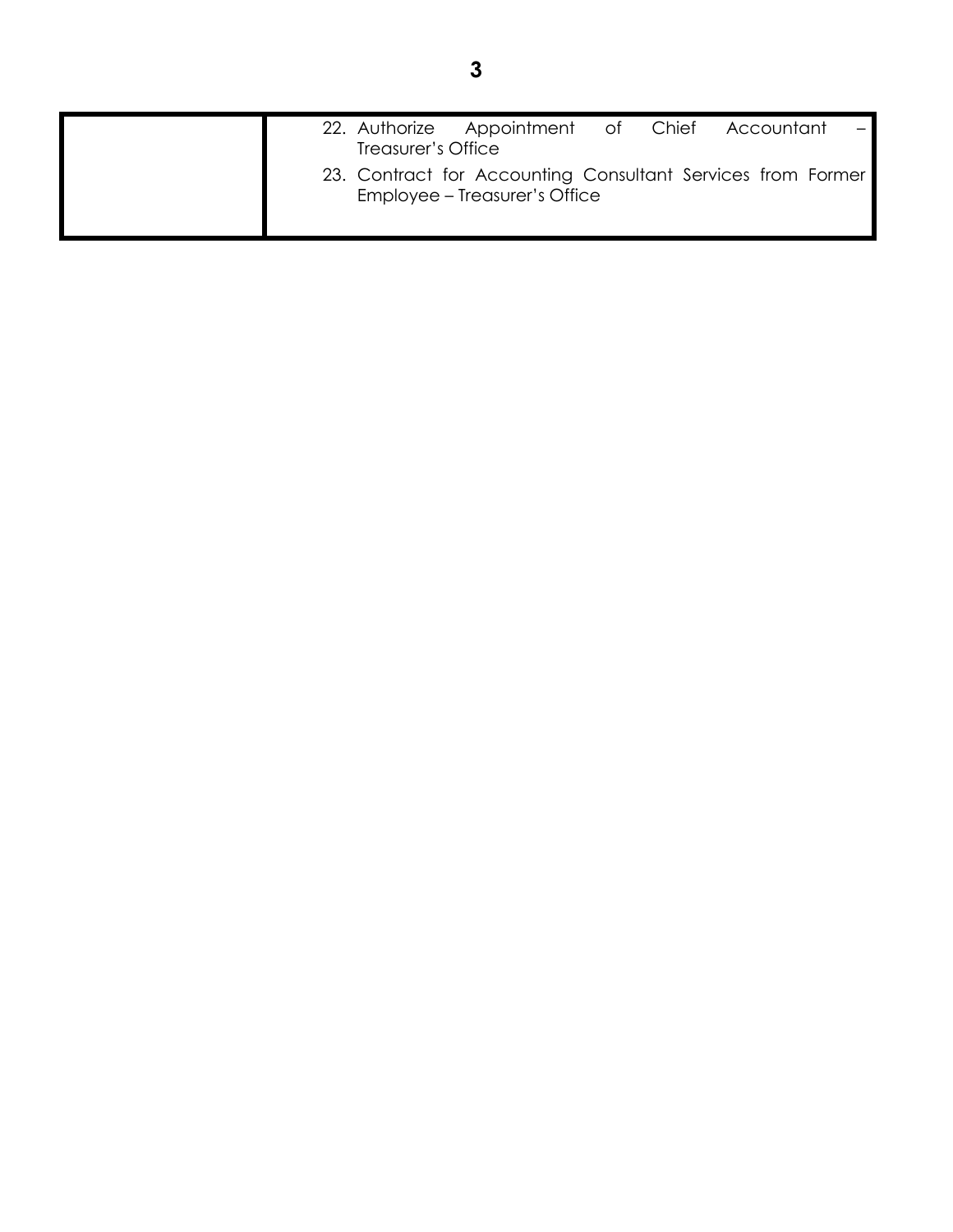| | |
|---|---|
| | 22. Authorize Appointment of Chief Accountant – Treasurer's Office<br>23. Contract for Accounting Consultant Services from Former Employee – Treasurer's Office |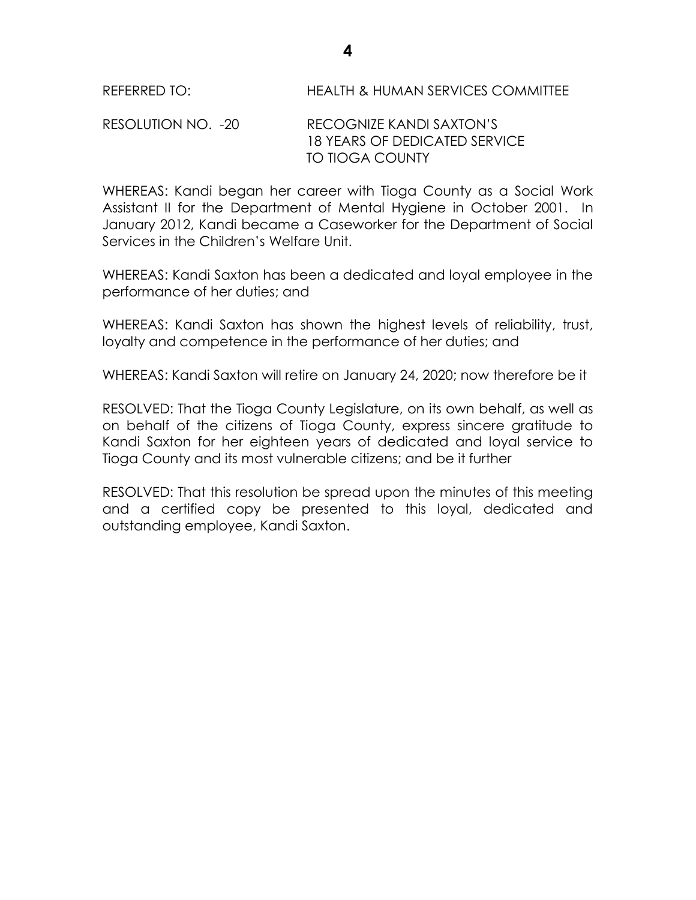REFERRED TO: HEALTH & HUMAN SERVICES COMMITTEE

RESOLUTION NO. -20 RECOGNIZE KANDI SAXTON'S 18 YEARS OF DEDICATED SERVICE TO TIOGA COUNTY

WHEREAS: Kandi began her career with Tioga County as a Social Work Assistant II for the Department of Mental Hygiene in October 2001. In January 2012, Kandi became a Caseworker for the Department of Social Services in the Children's Welfare Unit.

WHEREAS: Kandi Saxton has been a dedicated and loyal employee in the performance of her duties; and

WHEREAS: Kandi Saxton has shown the highest levels of reliability, trust, loyalty and competence in the performance of her duties; and

WHEREAS: Kandi Saxton will retire on January 24, 2020; now therefore be it

RESOLVED: That the Tioga County Legislature, on its own behalf, as well as on behalf of the citizens of Tioga County, express sincere gratitude to Kandi Saxton for her eighteen years of dedicated and loyal service to Tioga County and its most vulnerable citizens; and be it further

RESOLVED: That this resolution be spread upon the minutes of this meeting and a certified copy be presented to this loyal, dedicated and outstanding employee, Kandi Saxton.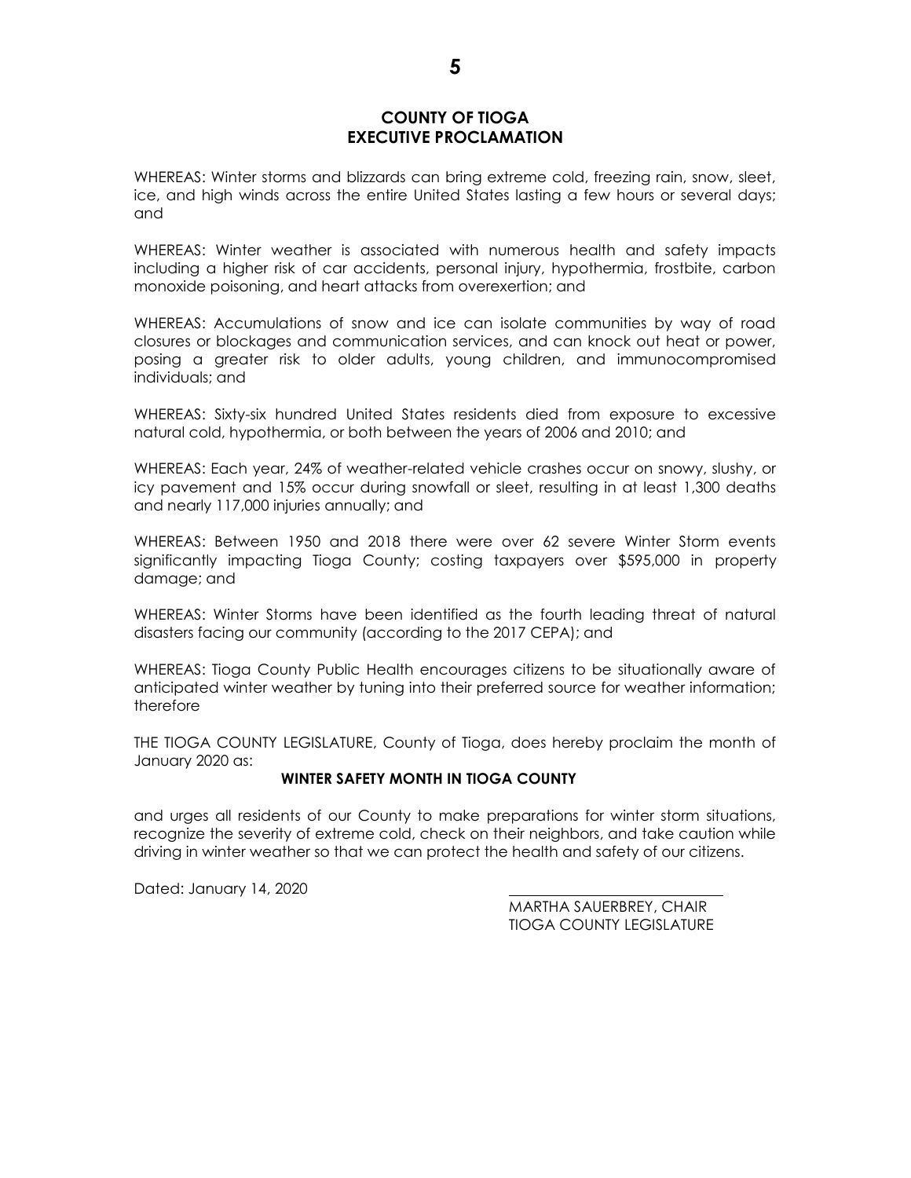# COUNTY OF TIOGA
# EXECUTIVE PROCLAMATION

WHEREAS: Winter storms and blizzards can bring extreme cold, freezing rain, snow, sleet, ice, and high winds across the entire United States lasting a few hours or several days; and

WHEREAS: Winter weather is associated with numerous health and safety impacts including a higher risk of car accidents, personal injury, hypothermia, frostbite, carbon monoxide poisoning, and heart attacks from overexertion; and

WHEREAS: Accumulations of snow and ice can isolate communities by way of road closures or blockages and communication services, and can knock out heat or power, posing a greater risk to older adults, young children, and immunocompromised individuals; and

WHEREAS: Sixty-six hundred United States residents died from exposure to excessive natural cold, hypothermia, or both between the years of 2006 and 2010; and

WHEREAS: Each year, 24% of weather-related vehicle crashes occur on snowy, slushy, or icy pavement and 15% occur during snowfall or sleet, resulting in at least 1,300 deaths and nearly 117,000 injuries annually; and

WHEREAS: Between 1950 and 2018 there were over 62 severe Winter Storm events significantly impacting Tioga County; costing taxpayers over $595,000 in property damage; and

WHEREAS: Winter Storms have been identified as the fourth leading threat of natural disasters facing our community (according to the 2017 CEPA); and

WHEREAS: Tioga County Public Health encourages citizens to be situationally aware of anticipated winter weather by tuning into their preferred source for weather information; therefore

THE TIOGA COUNTY LEGISLATURE, County of Tioga, does hereby proclaim the month of January 2020 as:

**WINTER SAFETY MONTH IN TIOGA COUNTY**

and urges all residents of our County to make preparations for winter storm situations, recognize the severity of extreme cold, check on their neighbors, and take caution while driving in winter weather so that we can protect the health and safety of our citizens.

Dated: January 14, 2020

MARTHA SAUERBREY, CHAIR
TIOGA COUNTY LEGISLATURE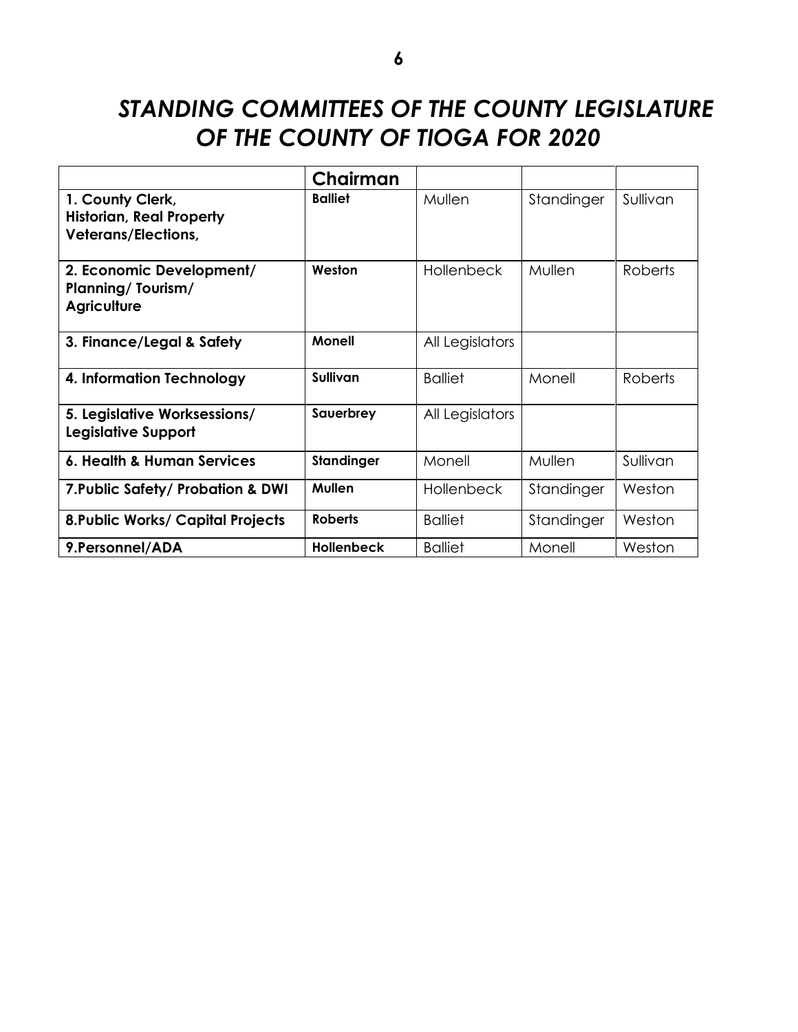# *STANDING COMMITTEES OF THE COUNTY LEGISLATURE OF THE COUNTY OF TIOGA FOR 2020*

| | **Chairman** | | | |
|---|---|---|---|---|
| **1. County Clerk, Historian, Real Property Veterans/Elections,** | **Balliet** | Mullen | Standinger | Sullivan |
| **2. Economic Development/ Planning/ Tourism/ Agriculture** | **Weston** | Hollenbeck | Mullen | Roberts |
| **3. Finance/Legal & Safety** | **Monell** | All Legislators | | |
| **4. Information Technology** | **Sullivan** | Balliet | Monell | Roberts |
| **5. Legislative Worksessions/ Legislative Support** | **Sauerbrey** | All Legislators | | |
| **6. Health & Human Services** | **Standinger** | Monell | Mullen | Sullivan |
| **7.Public Safety/ Probation & DWI** | **Mullen** | Hollenbeck | Standinger | Weston |
| **8.Public Works/ Capital Projects** | **Roberts** | Balliet | Standinger | Weston |
| **9.Personnel/ADA** | **Hollenbeck** | Balliet | Monell | Weston |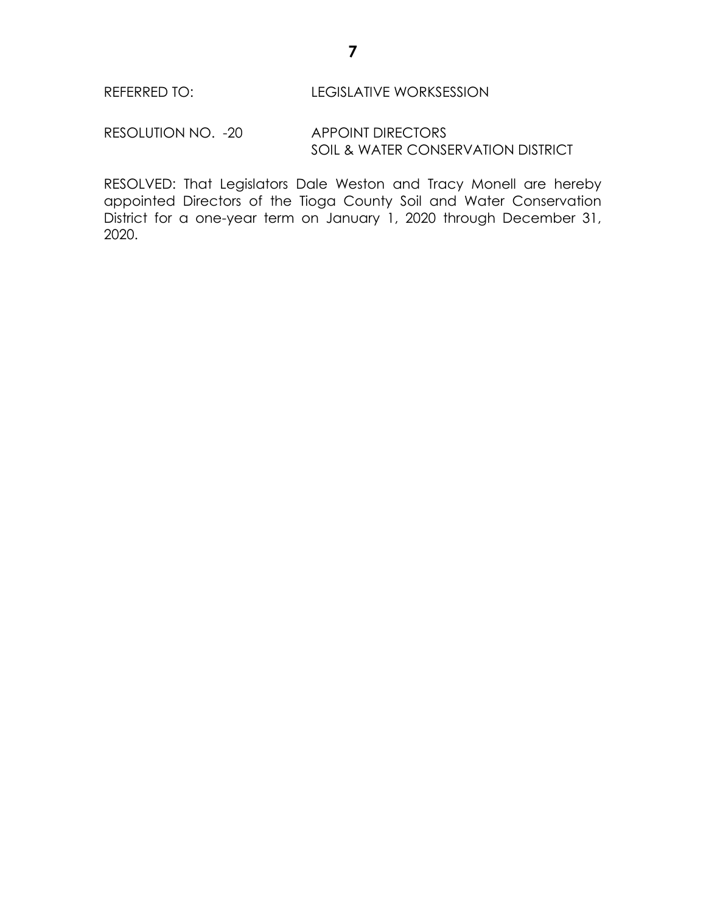REFERRED TO: LEGISLATIVE WORKSESSION

RESOLUTION NO. -20 APPOINT DIRECTORS
SOIL & WATER CONSERVATION DISTRICT

RESOLVED: That Legislators Dale Weston and Tracy Monell are hereby appointed Directors of the Tioga County Soil and Water Conservation District for a one-year term on January 1, 2020 through December 31, 2020.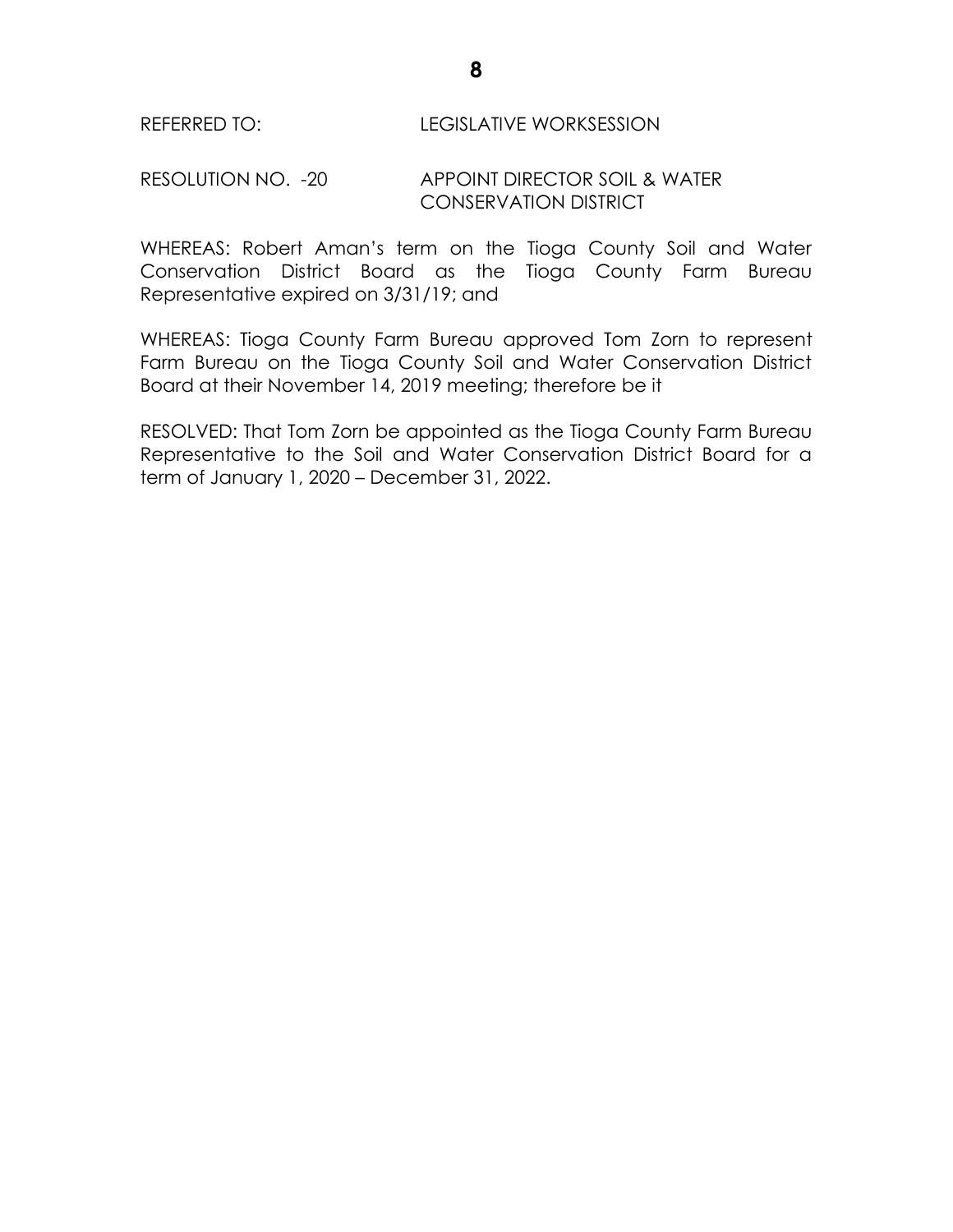REFERRED TO: LEGISLATIVE WORKSESSION

RESOLUTION NO. -20 APPOINT DIRECTOR SOIL & WATER CONSERVATION DISTRICT

WHEREAS: Robert Aman's term on the Tioga County Soil and Water Conservation District Board as the Tioga County Farm Bureau Representative expired on 3/31/19; and

WHEREAS: Tioga County Farm Bureau approved Tom Zorn to represent Farm Bureau on the Tioga County Soil and Water Conservation District Board at their November 14, 2019 meeting; therefore be it

RESOLVED: That Tom Zorn be appointed as the Tioga County Farm Bureau Representative to the Soil and Water Conservation District Board for a term of January 1, 2020 – December 31, 2022.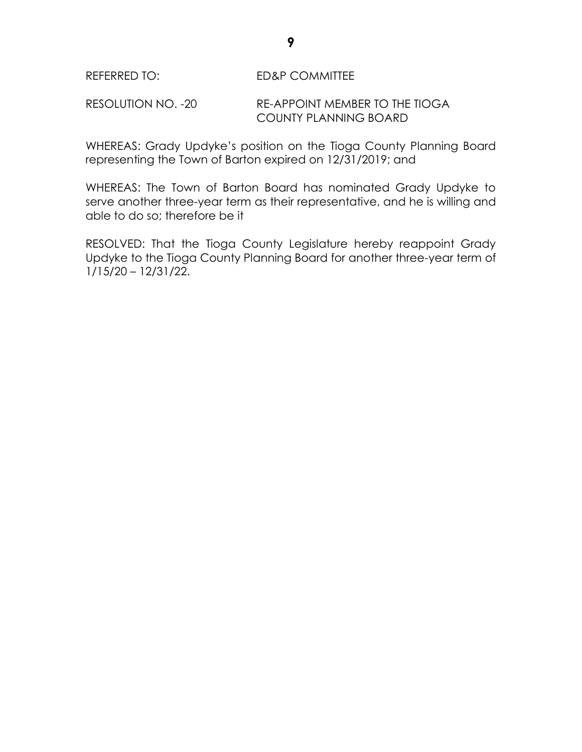REFERRED TO: ED&P COMMITTEE

RESOLUTION NO. -20 RE-APPOINT MEMBER TO THE TIOGA COUNTY PLANNING BOARD

WHEREAS: Grady Updyke's position on the Tioga County Planning Board representing the Town of Barton expired on 12/31/2019; and

WHEREAS: The Town of Barton Board has nominated Grady Updyke to serve another three-year term as their representative, and he is willing and able to do so; therefore be it

RESOLVED: That the Tioga County Legislature hereby reappoint Grady Updyke to the Tioga County Planning Board for another three-year term of 1/15/20 – 12/31/22.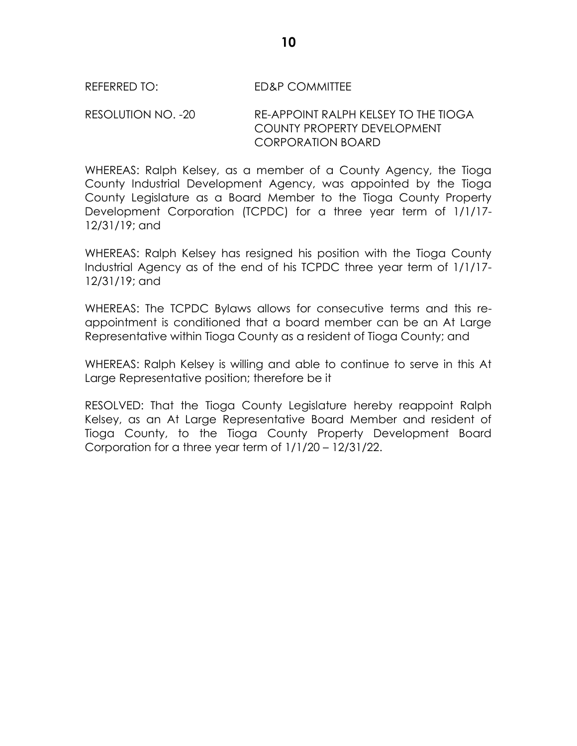REFERRED TO: ED&P COMMITTEE

RESOLUTION NO. -20 RE-APPOINT RALPH KELSEY TO THE TIOGA COUNTY PROPERTY DEVELOPMENT CORPORATION BOARD

WHEREAS: Ralph Kelsey, as a member of a County Agency, the Tioga County Industrial Development Agency, was appointed by the Tioga County Legislature as a Board Member to the Tioga County Property Development Corporation (TCPDC) for a three year term of 1/1/17-12/31/19; and

WHEREAS: Ralph Kelsey has resigned his position with the Tioga County Industrial Agency as of the end of his TCPDC three year term of 1/1/17-12/31/19; and

WHEREAS: The TCPDC Bylaws allows for consecutive terms and this re-appointment is conditioned that a board member can be an At Large Representative within Tioga County as a resident of Tioga County; and

WHEREAS: Ralph Kelsey is willing and able to continue to serve in this At Large Representative position; therefore be it

RESOLVED: That the Tioga County Legislature hereby reappoint Ralph Kelsey, as an At Large Representative Board Member and resident of Tioga County, to the Tioga County Property Development Board Corporation for a three year term of 1/1/20 – 12/31/22.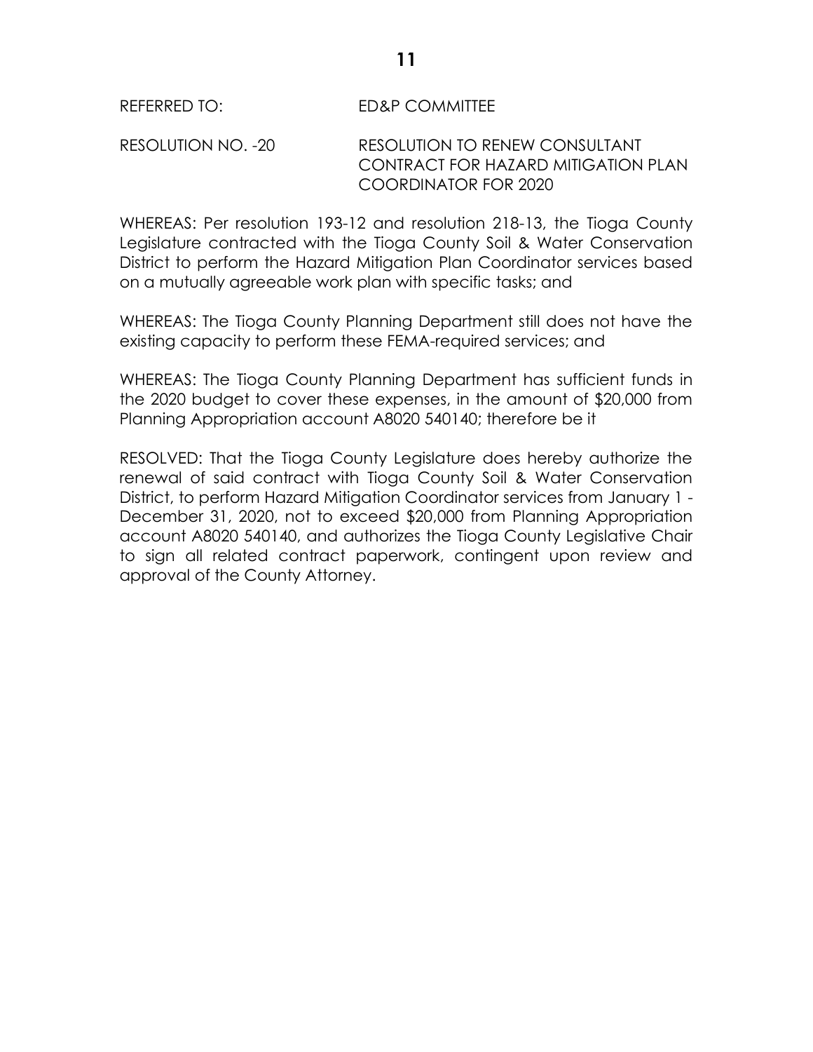REFERRED TO: ED&P COMMITTEE

RESOLUTION NO. -20 RESOLUTION TO RENEW CONSULTANT CONTRACT FOR HAZARD MITIGATION PLAN COORDINATOR FOR 2020

WHEREAS: Per resolution 193-12 and resolution 218-13, the Tioga County Legislature contracted with the Tioga County Soil & Water Conservation District to perform the Hazard Mitigation Plan Coordinator services based on a mutually agreeable work plan with specific tasks; and

WHEREAS: The Tioga County Planning Department still does not have the existing capacity to perform these FEMA-required services; and

WHEREAS: The Tioga County Planning Department has sufficient funds in the 2020 budget to cover these expenses, in the amount of $20,000 from Planning Appropriation account A8020 540140; therefore be it

RESOLVED: That the Tioga County Legislature does hereby authorize the renewal of said contract with Tioga County Soil & Water Conservation District, to perform Hazard Mitigation Coordinator services from January 1 - December 31, 2020, not to exceed $20,000 from Planning Appropriation account A8020 540140, and authorizes the Tioga County Legislative Chair to sign all related contract paperwork, contingent upon review and approval of the County Attorney.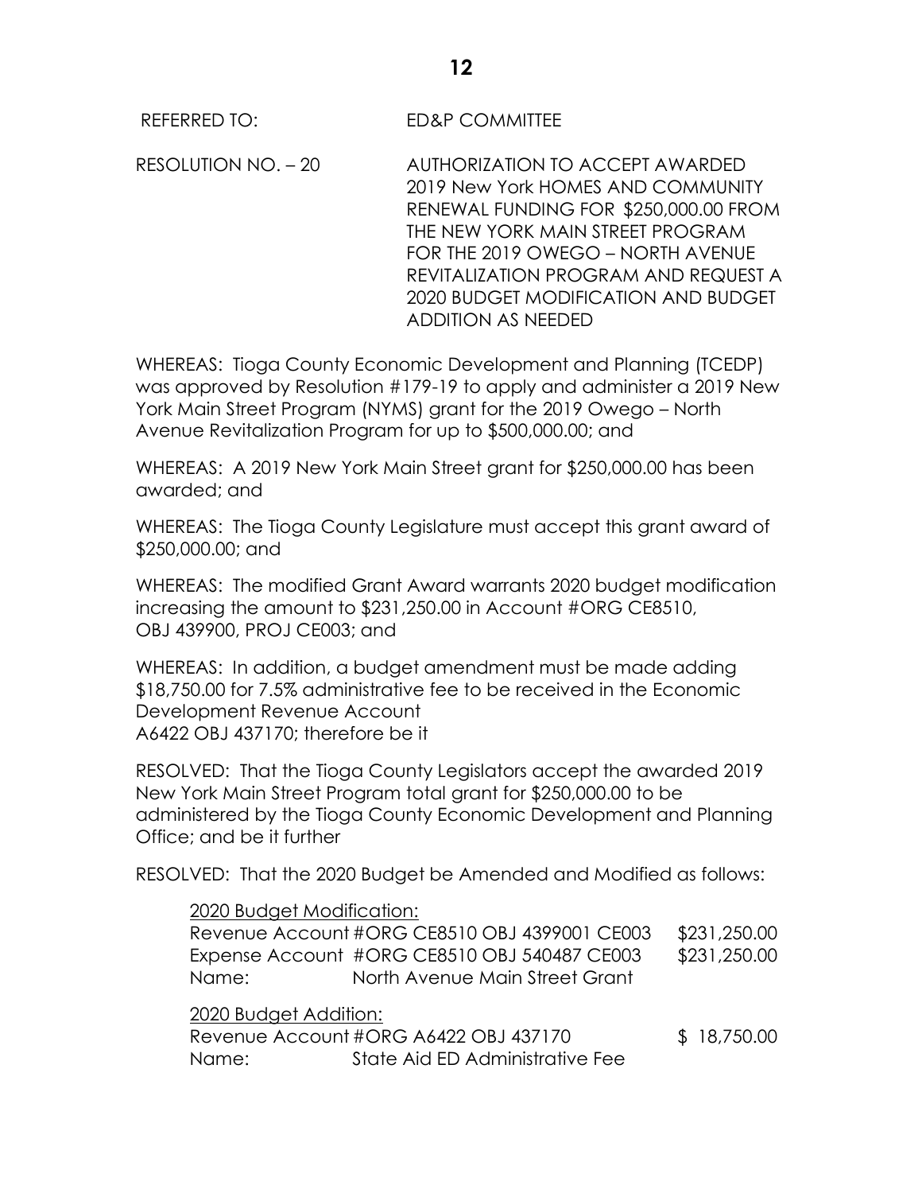REFERRED TO: ED&P COMMITTEE

RESOLUTION NO. – 20 AUTHORIZATION TO ACCEPT AWARDED 2019 New York HOMES AND COMMUNITY RENEWAL FUNDING FOR $250,000.00 FROM THE NEW YORK MAIN STREET PROGRAM FOR THE 2019 OWEGO – NORTH AVENUE REVITALIZATION PROGRAM AND REQUEST A 2020 BUDGET MODIFICATION AND BUDGET ADDITION AS NEEDED

WHEREAS: Tioga County Economic Development and Planning (TCEDP) was approved by Resolution #179-19 to apply and administer a 2019 New York Main Street Program (NYMS) grant for the 2019 Owego – North Avenue Revitalization Program for up to $500,000.00; and

WHEREAS: A 2019 New York Main Street grant for $250,000.00 has been awarded; and

WHEREAS: The Tioga County Legislature must accept this grant award of $250,000.00; and

WHEREAS: The modified Grant Award warrants 2020 budget modification increasing the amount to $231,250.00 in Account #ORG CE8510, OBJ 439900, PROJ CE003; and

WHEREAS: In addition, a budget amendment must be made adding $18,750.00 for 7.5% administrative fee to be received in the Economic Development Revenue Account A6422 OBJ 437170; therefore be it

RESOLVED: That the Tioga County Legislators accept the awarded 2019 New York Main Street Program total grant for $250,000.00 to be administered by the Tioga County Economic Development and Planning Office; and be it further

RESOLVED: That the 2020 Budget be Amended and Modified as follows:

<u>2020 Budget Modification:</u>

| | | |
|---|---|---|
| Revenue Account | #ORG CE8510 OBJ 4399001 CE003 | $231,250.00 |
| Expense Account | #ORG CE8510 OBJ 540487 CE003 | $231,250.00 |
| Name: | North Avenue Main Street Grant | |

<u>2020 Budget Addition:</u>

| | | |
|---|---|---|
| Revenue Account | #ORG A6422 OBJ 437170 | $ 18,750.00 |
| Name: | State Aid ED Administrative Fee | |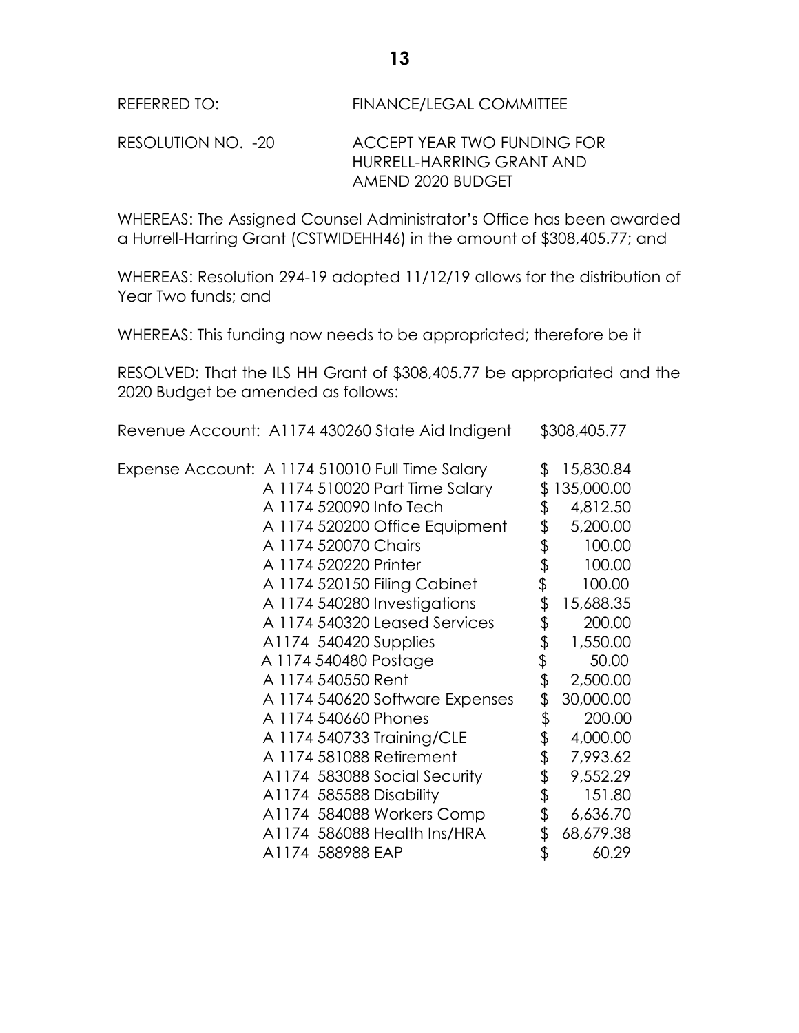REFERRED TO: FINANCE/LEGAL COMMITTEE

RESOLUTION NO. -20 ACCEPT YEAR TWO FUNDING FOR HURRELL-HARRING GRANT AND AMEND 2020 BUDGET

WHEREAS: The Assigned Counsel Administrator's Office has been awarded a Hurrell-Harring Grant (CSTWIDEHH46) in the amount of $308,405.77; and

WHEREAS: Resolution 294-19 adopted 11/12/19 allows for the distribution of Year Two funds; and

WHEREAS: This funding now needs to be appropriated; therefore be it

RESOLVED: That the ILS HH Grant of $308,405.77 be appropriated and the 2020 Budget be amended as follows:

| | | |
|---|---|---|
| Revenue Account: | A1174 430260 State Aid Indigent | $308,405.77 |
| Expense Account: | A 1174 510010 Full Time Salary | $ 15,830.84 |
| | A 1174 510020 Part Time Salary | $ 135,000.00 |
| | A 1174 520090 Info Tech | $ 4,812.50 |
| | A 1174 520200 Office Equipment | $ 5,200.00 |
| | A 1174 520070 Chairs | $ 100.00 |
| | A 1174 520220 Printer | $ 100.00 |
| | A 1174 520150 Filing Cabinet | $ 100.00 |
| | A 1174 540280 Investigations | $ 15,688.35 |
| | A 1174 540320 Leased Services | $ 200.00 |
| | A1174 540420 Supplies | $ 1,550.00 |
| | A 1174 540480 Postage | $ 50.00 |
| | A 1174 540550 Rent | $ 2,500.00 |
| | A 1174 540620 Software Expenses | $ 30,000.00 |
| | A 1174 540660 Phones | $ 200.00 |
| | A 1174 540733 Training/CLE | $ 4,000.00 |
| | A 1174 581088 Retirement | $ 7,993.62 |
| | A1174 583088 Social Security | $ 9,552.29 |
| | A1174 585588 Disability | $ 151.80 |
| | A1174 584088 Workers Comp | $ 6,636.70 |
| | A1174 586088 Health Ins/HRA | $ 68,679.38 |
| | A1174 588988 EAP | $ 60.29 |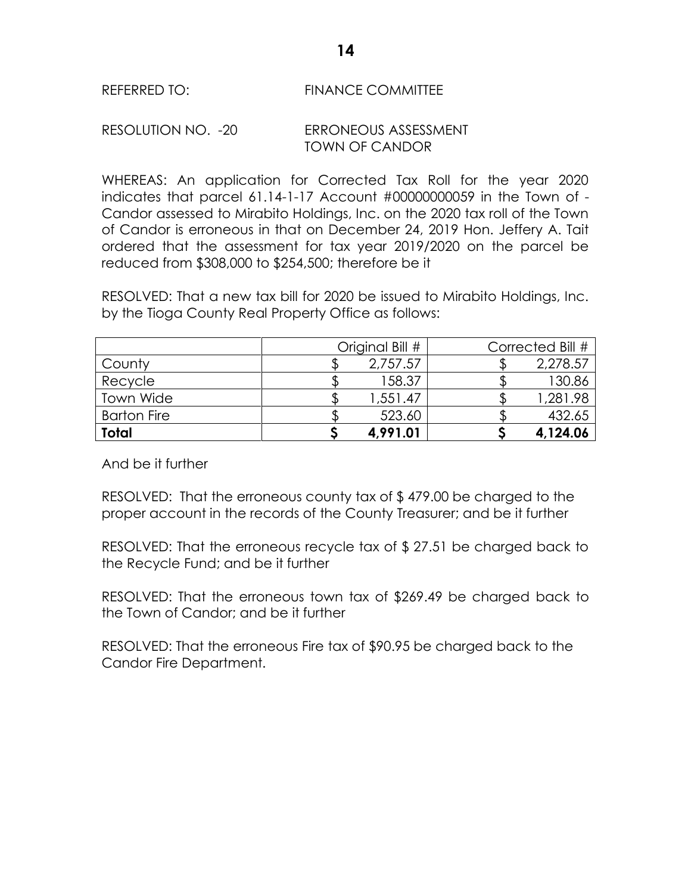REFERRED TO: FINANCE COMMITTEE

RESOLUTION NO. -20 ERRONEOUS ASSESSMENT
TOWN OF CANDOR

WHEREAS: An application for Corrected Tax Roll for the year 2020 indicates that parcel 61.14-1-17 Account #00000000059 in the Town of - Candor assessed to Mirabito Holdings, Inc. on the 2020 tax roll of the Town of Candor is erroneous in that on December 24, 2019 Hon. Jeffery A. Tait ordered that the assessment for tax year 2019/2020 on the parcel be reduced from $308,000 to $254,500; therefore be it

RESOLVED: That a new tax bill for 2020 be issued to Mirabito Holdings, Inc. by the Tioga County Real Property Office as follows:

| | Original Bill # | Corrected Bill # |
|---|---|---|
| County | $ 2,757.57 | $ 2,278.57 |
| Recycle | $ 158.37 | $ 130.86 |
| Town Wide | $ 1,551.47 | $ 1,281.98 |
| Barton Fire | $ 523.60 | $ 432.65 |
| **Total** | **$ 4,991.01** | **$ 4,124.06** |

And be it further

RESOLVED: That the erroneous county tax of $ 479.00 be charged to the proper account in the records of the County Treasurer; and be it further

RESOLVED: That the erroneous recycle tax of $ 27.51 be charged back to the Recycle Fund; and be it further

RESOLVED: That the erroneous town tax of $269.49 be charged back to the Town of Candor; and be it further

RESOLVED: That the erroneous Fire tax of $90.95 be charged back to the Candor Fire Department.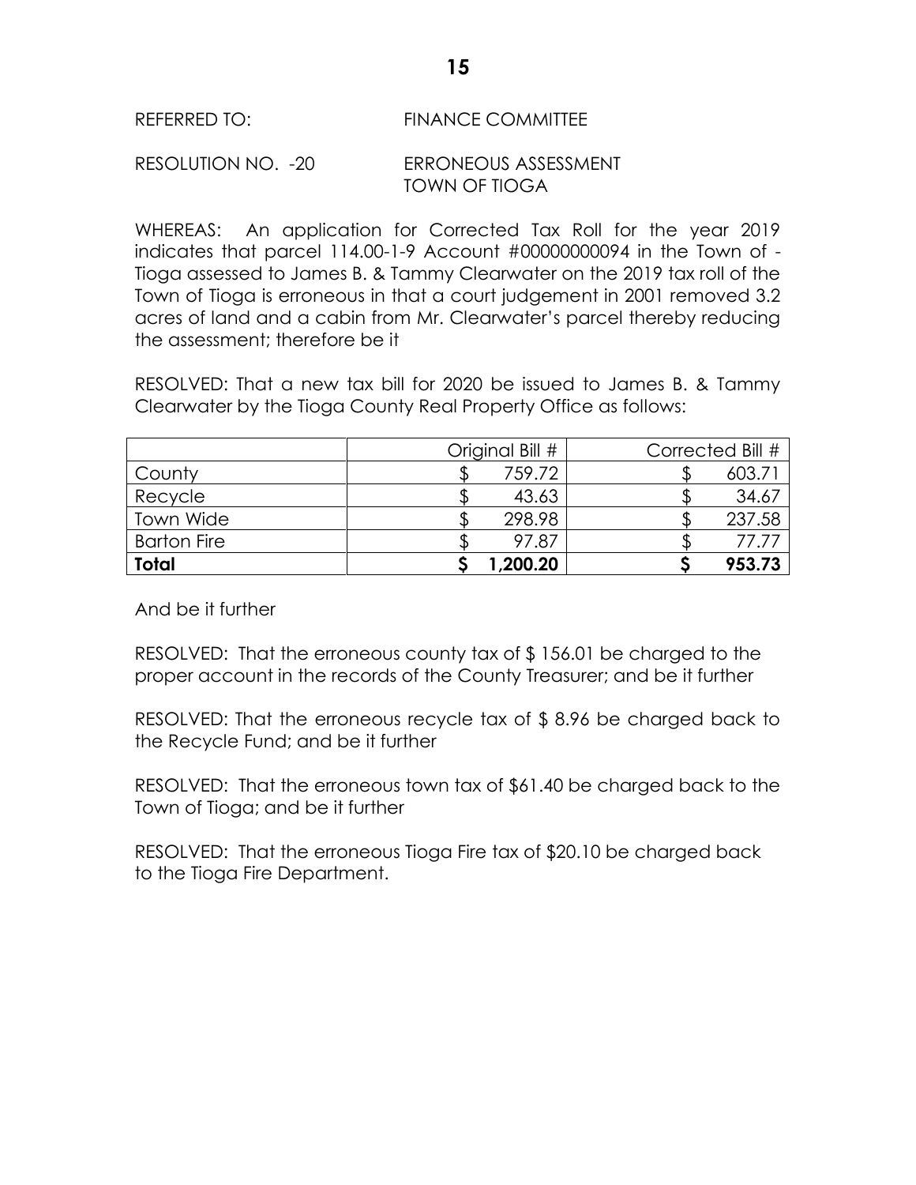REFERRED TO: FINANCE COMMITTEE

RESOLUTION NO. -20 ERRONEOUS ASSESSMENT
TOWN OF TIOGA

WHEREAS: An application for Corrected Tax Roll for the year 2019 indicates that parcel 114.00-1-9 Account #00000000094 in the Town of - Tioga assessed to James B. & Tammy Clearwater on the 2019 tax roll of the Town of Tioga is erroneous in that a court judgement in 2001 removed 3.2 acres of land and a cabin from Mr. Clearwater's parcel thereby reducing the assessment; therefore be it

RESOLVED: That a new tax bill for 2020 be issued to James B. & Tammy Clearwater by the Tioga County Real Property Office as follows:

| | Original Bill # | Corrected Bill # |
|---|---|---|
| County | $ 759.72 | $ 603.71 |
| Recycle | $ 43.63 | $ 34.67 |
| Town Wide | $ 298.98 | $ 237.58 |
| Barton Fire | $ 97.87 | $ 77.77 |
| **Total** | **$ 1,200.20** | **$ 953.73** |

And be it further

RESOLVED: That the erroneous county tax of $ 156.01 be charged to the proper account in the records of the County Treasurer; and be it further

RESOLVED: That the erroneous recycle tax of $ 8.96 be charged back to the Recycle Fund; and be it further

RESOLVED: That the erroneous town tax of $61.40 be charged back to the Town of Tioga; and be it further

RESOLVED: That the erroneous Tioga Fire tax of $20.10 be charged back to the Tioga Fire Department.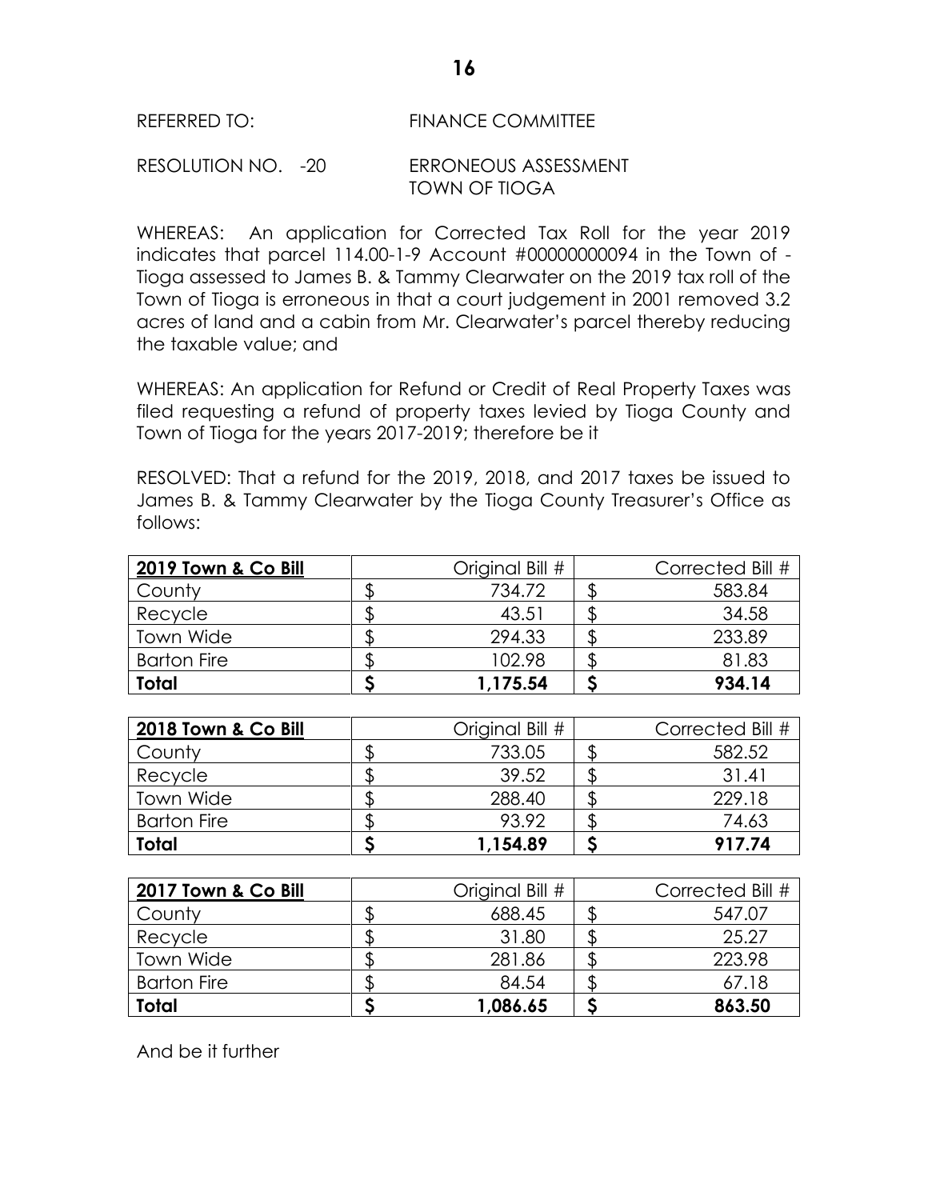REFERRED TO: FINANCE COMMITTEE

RESOLUTION NO. -20 ERRONEOUS ASSESSMENT TOWN OF TIOGA

WHEREAS: An application for Corrected Tax Roll for the year 2019 indicates that parcel 114.00-1-9 Account #00000000094 in the Town of - Tioga assessed to James B. & Tammy Clearwater on the 2019 tax roll of the Town of Tioga is erroneous in that a court judgement in 2001 removed 3.2 acres of land and a cabin from Mr. Clearwater's parcel thereby reducing the taxable value; and

WHEREAS: An application for Refund or Credit of Real Property Taxes was filed requesting a refund of property taxes levied by Tioga County and Town of Tioga for the years 2017-2019; therefore be it

RESOLVED: That a refund for the 2019, 2018, and 2017 taxes be issued to James B. & Tammy Clearwater by the Tioga County Treasurer's Office as follows:

| **2019 Town & Co Bill** | Original Bill # | Corrected Bill # |
|---|---|---|
| County | $ 734.72 | $ 583.84 |
| Recycle | $ 43.51 | $ 34.58 |
| Town Wide | $ 294.33 | $ 233.89 |
| Barton Fire | $ 102.98 | $ 81.83 |
| **Total** | **$ 1,175.54** | **$ 934.14** |

| **2018 Town & Co Bill** | Original Bill # | Corrected Bill # |
|---|---|---|
| County | $ 733.05 | $ 582.52 |
| Recycle | $ 39.52 | $ 31.41 |
| Town Wide | $ 288.40 | $ 229.18 |
| Barton Fire | $ 93.92 | $ 74.63 |
| **Total** | **$ 1,154.89** | **$ 917.74** |

| **2017 Town & Co Bill** | Original Bill # | Corrected Bill # |
|---|---|---|
| County | $ 688.45 | $ 547.07 |
| Recycle | $ 31.80 | $ 25.27 |
| Town Wide | $ 281.86 | $ 223.98 |
| Barton Fire | $ 84.54 | $ 67.18 |
| **Total** | **$ 1,086.65** | **$ 863.50** |

And be it further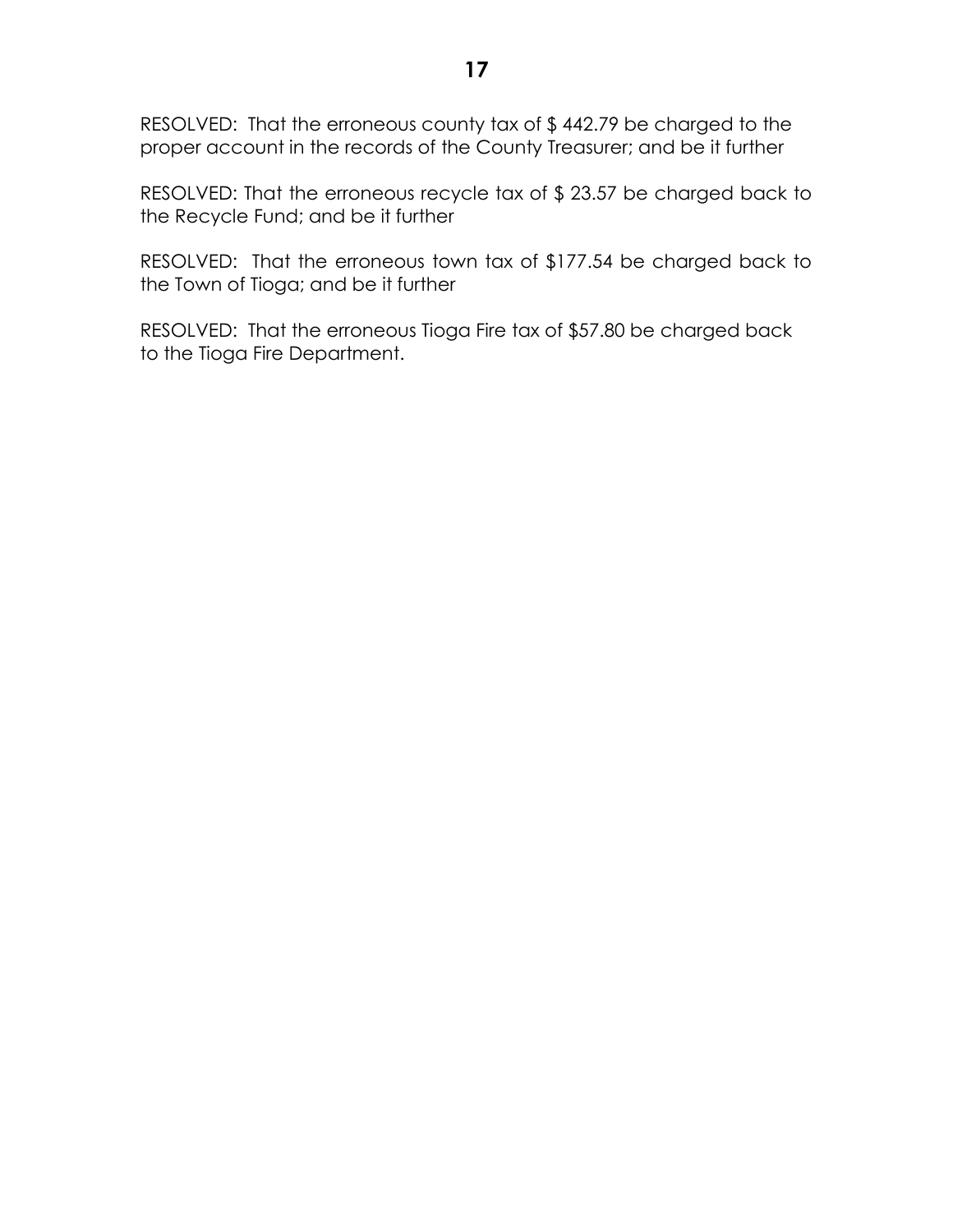RESOLVED: That the erroneous county tax of $ 442.79 be charged to the proper account in the records of the County Treasurer; and be it further

RESOLVED: That the erroneous recycle tax of $ 23.57 be charged back to the Recycle Fund; and be it further

RESOLVED: That the erroneous town tax of $177.54 be charged back to the Town of Tioga; and be it further

RESOLVED: That the erroneous Tioga Fire tax of $57.80 be charged back to the Tioga Fire Department.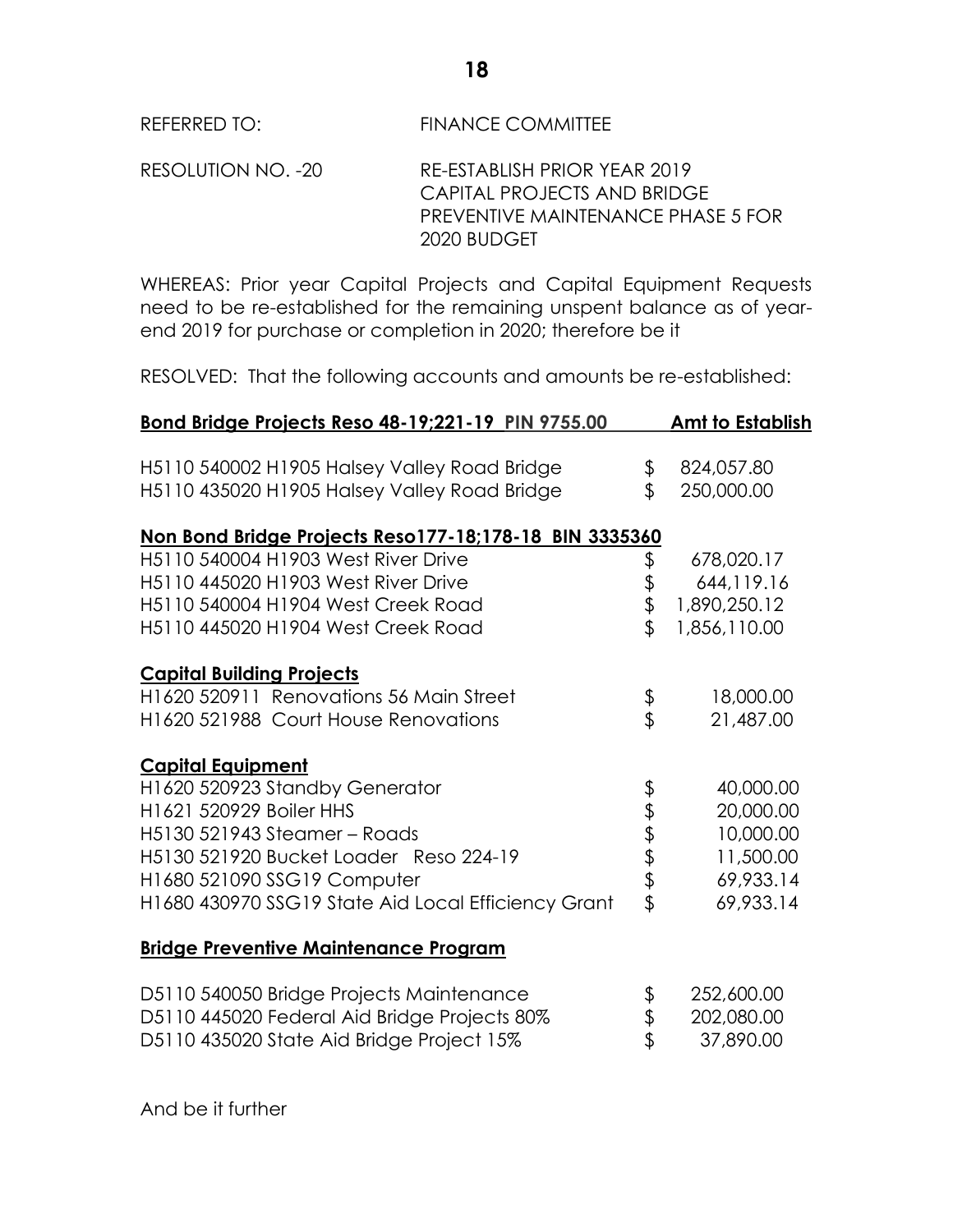REFERRED TO: FINANCE COMMITTEE

RESOLUTION NO. -20 RE-ESTABLISH PRIOR YEAR 2019 CAPITAL PROJECTS AND BRIDGE PREVENTIVE MAINTENANCE PHASE 5 FOR 2020 BUDGET

WHEREAS: Prior year Capital Projects and Capital Equipment Requests need to be re-established for the remaining unspent balance as of year-end 2019 for purchase or completion in 2020; therefore be it

RESOLVED: That the following accounts and amounts be re-established:

| **Bond Bridge Projects Reso 48-19;221-19 PIN 9755.00** | | **Amt to Establish** |
|---|---|---|
| H5110 540002 H1905 Halsey Valley Road Bridge | $ | 824,057.80 |
| H5110 435020 H1905 Halsey Valley Road Bridge | $ | 250,000.00 |
| **Non Bond Bridge Projects Reso177-18;178-18 BIN 3335360** | | |
| H5110 540004 H1903 West River Drive | $ | 678,020.17 |
| H5110 445020 H1903 West River Drive | $ | 644,119.16 |
| H5110 540004 H1904 West Creek Road | $ | 1,890,250.12 |
| H5110 445020 H1904 West Creek Road | $ | 1,856,110.00 |
| **Capital Building Projects** | | |
| H1620 520911 Renovations 56 Main Street | $ | 18,000.00 |
| H1620 521988 Court House Renovations | $ | 21,487.00 |
| **Capital Equipment** | | |
| H1620 520923 Standby Generator | $ | 40,000.00 |
| H1621 520929 Boiler HHS | $ | 20,000.00 |
| H5130 521943 Steamer – Roads | $ | 10,000.00 |
| H5130 521920 Bucket Loader Reso 224-19 | $ | 11,500.00 |
| H1680 521090 SSG19 Computer | $ | 69,933.14 |
| H1680 430970 SSG19 State Aid Local Efficiency Grant | $ | 69,933.14 |
| **Bridge Preventive Maintenance Program** | | |
| D5110 540050 Bridge Projects Maintenance | $ | 252,600.00 |
| D5110 445020 Federal Aid Bridge Projects 80% | $ | 202,080.00 |
| D5110 435020 State Aid Bridge Project 15% | $ | 37,890.00 |

And be it further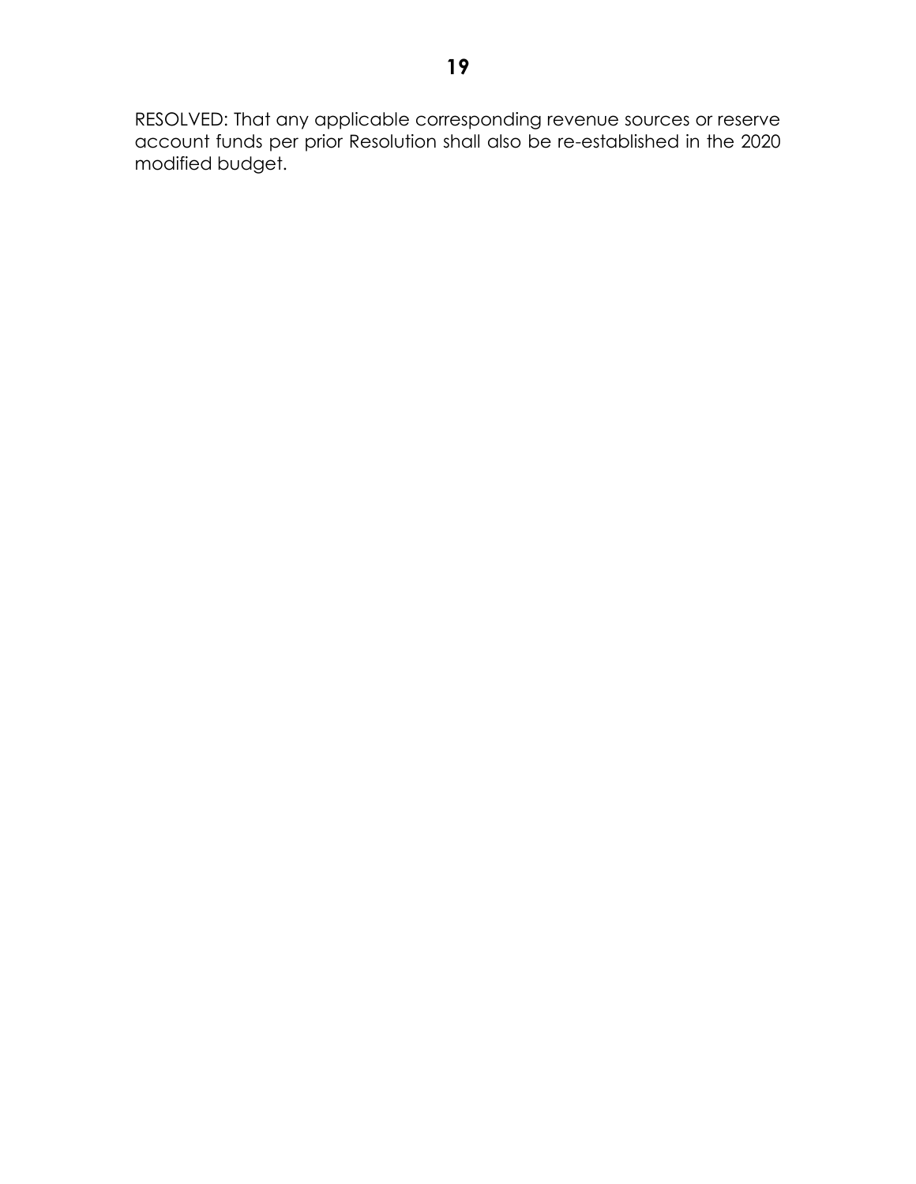RESOLVED: That any applicable corresponding revenue sources or reserve account funds per prior Resolution shall also be re-established in the 2020 modified budget.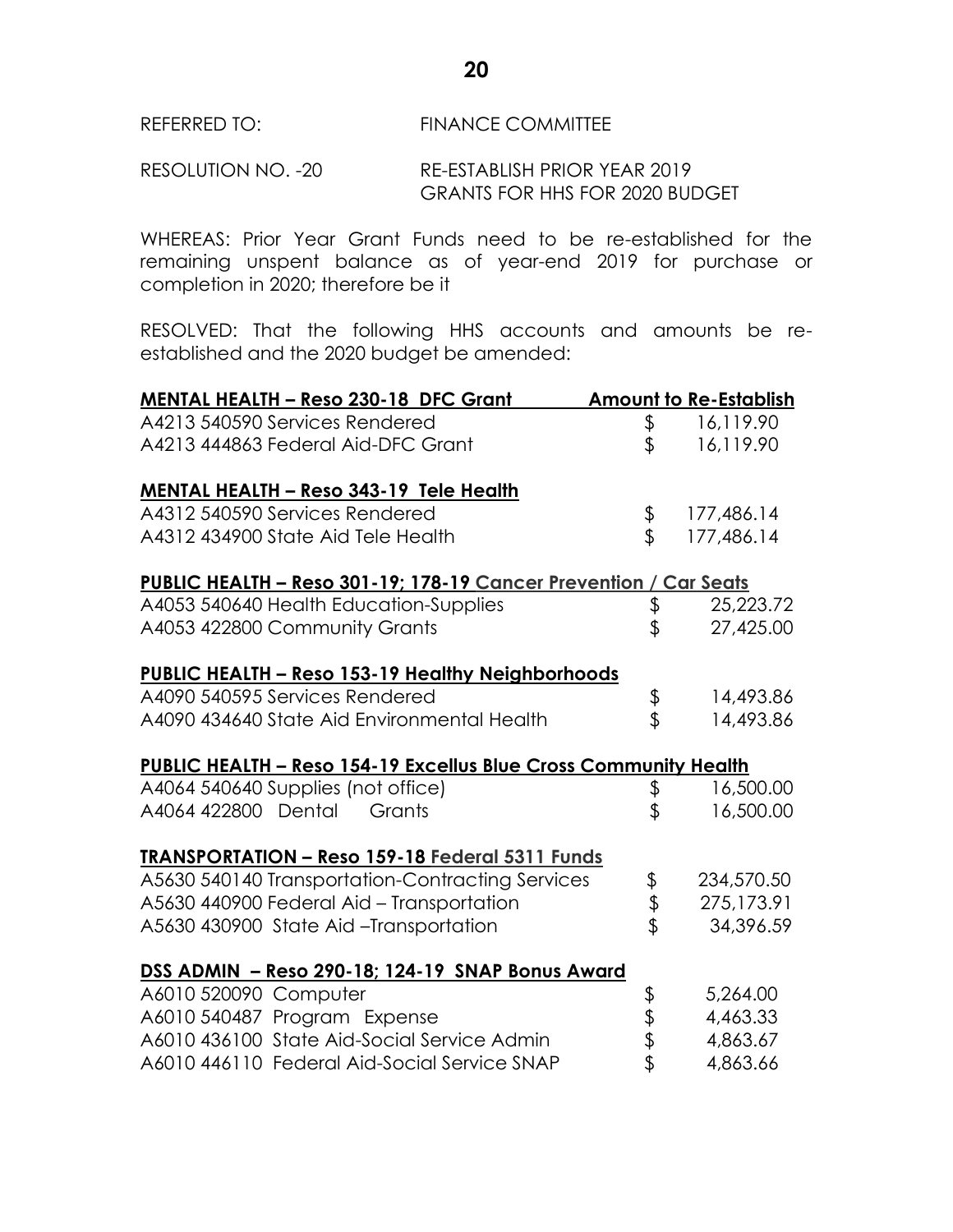REFERRED TO: FINANCE COMMITTEE

RESOLUTION NO. -20 RE-ESTABLISH PRIOR YEAR 2019 GRANTS FOR HHS FOR 2020 BUDGET

WHEREAS: Prior Year Grant Funds need to be re-established for the remaining unspent balance as of year-end 2019 for purchase or completion in 2020; therefore be it

RESOLVED: That the following HHS accounts and amounts be re-established and the 2020 budget be amended:

| **MENTAL HEALTH – Reso 230-18 DFC Grant** | **Amount to Re-Establish** |
|---|---|
| A4213 540590 Services Rendered | $ 16,119.90 |
| A4213 444863 Federal Aid-DFC Grant | $ 16,119.90 |
| **MENTAL HEALTH – Reso 343-19 Tele Health** | |
| A4312 540590 Services Rendered | $ 177,486.14 |
| A4312 434900 State Aid Tele Health | $ 177,486.14 |
| **PUBLIC HEALTH – Reso 301-19; 178-19 Cancer Prevention / Car Seats** | |
| A4053 540640 Health Education-Supplies | $ 25,223.72 |
| A4053 422800 Community Grants | $ 27,425.00 |
| **PUBLIC HEALTH – Reso 153-19 Healthy Neighborhoods** | |
| A4090 540595 Services Rendered | $ 14,493.86 |
| A4090 434640 State Aid Environmental Health | $ 14,493.86 |
| **PUBLIC HEALTH – Reso 154-19 Excellus Blue Cross Community Health** | |
| A4064 540640 Supplies (not office) | $ 16,500.00 |
| A4064 422800 Dental Grants | $ 16,500.00 |
| **TRANSPORTATION – Reso 159-18 Federal 5311 Funds** | |
| A5630 540140 Transportation-Contracting Services | $ 234,570.50 |
| A5630 440900 Federal Aid – Transportation | $ 275,173.91 |
| A5630 430900 State Aid –Transportation | $ 34,396.59 |
| **DSS ADMIN – Reso 290-18; 124-19 SNAP Bonus Award** | |
| A6010 520090 Computer | $ 5,264.00 |
| A6010 540487 Program Expense | $ 4,463.33 |
| A6010 436100 State Aid-Social Service Admin | $ 4,863.67 |
| A6010 446110 Federal Aid-Social Service SNAP | $ 4,863.66 |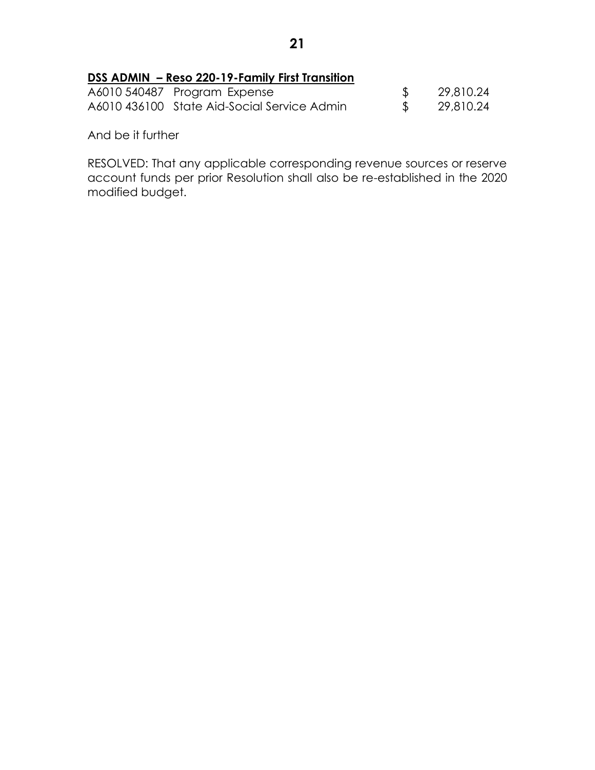**DSS ADMIN – Reso 220-19-Family First Transition**

| | | | |
|---|---|---|---|
| A6010 540487 | Program Expense | $ | 29,810.24 |
| A6010 436100 | State Aid-Social Service Admin | $ | 29,810.24 |

And be it further

RESOLVED: That any applicable corresponding revenue sources or reserve account funds per prior Resolution shall also be re-established in the 2020 modified budget.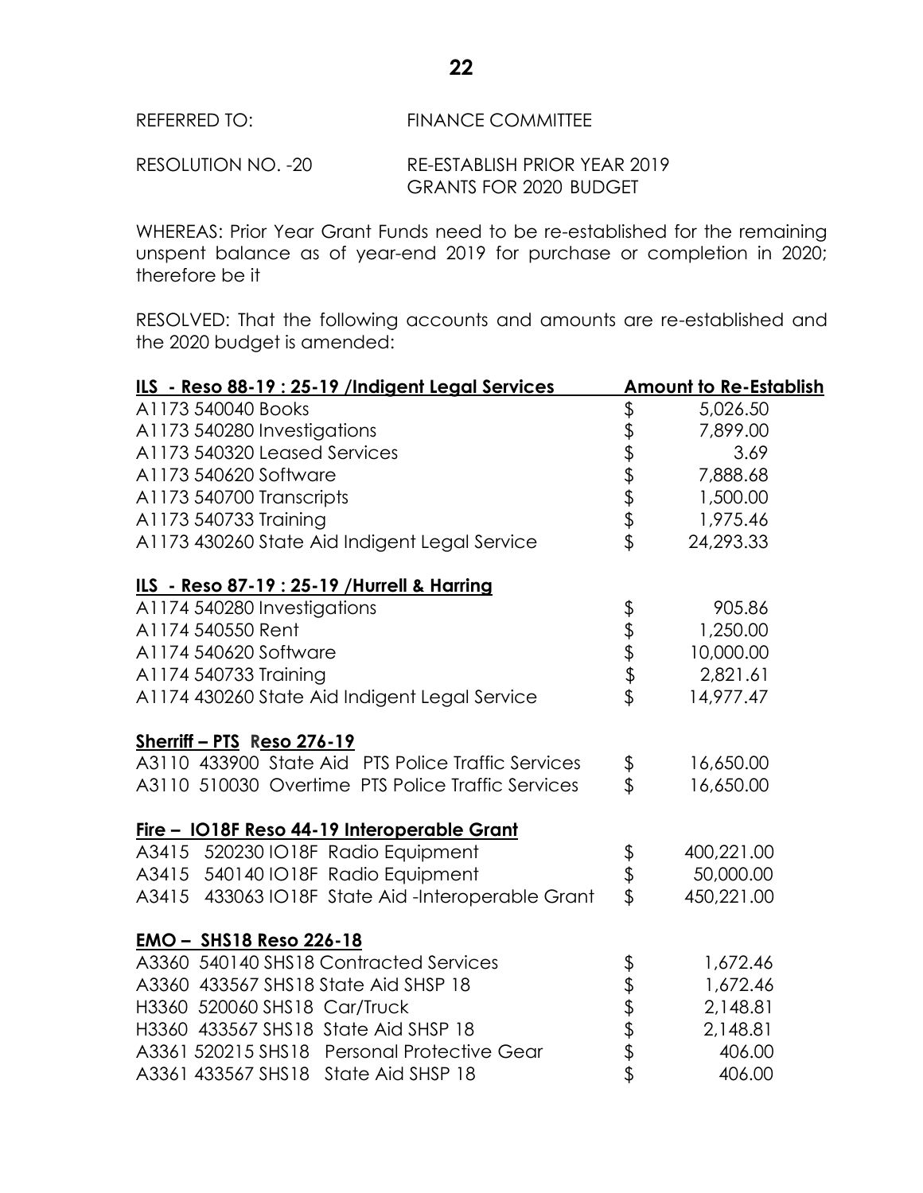REFERRED TO: FINANCE COMMITTEE

RESOLUTION NO. -20 RE-ESTABLISH PRIOR YEAR 2019 GRANTS FOR 2020 BUDGET

WHEREAS: Prior Year Grant Funds need to be re-established for the remaining unspent balance as of year-end 2019 for purchase or completion in 2020; therefore be it

RESOLVED: That the following accounts and amounts are re-established and the 2020 budget is amended:

| **ILS - Reso 88-19 : 25-19 /Indigent Legal Services** | **Amount to Re-Establish** |
|---|---|
| A1173 540040 Books | $ 5,026.50 |
| A1173 540280 Investigations | $ 7,899.00 |
| A1173 540320 Leased Services | $ 3.69 |
| A1173 540620 Software | $ 7,888.68 |
| A1173 540700 Transcripts | $ 1,500.00 |
| A1173 540733 Training | $ 1,975.46 |
| A1173 430260 State Aid Indigent Legal Service | $ 24,293.33 |
| | |
| **ILS - Reso 87-19 : 25-19 /Hurrell & Harring** | |
| A1174 540280 Investigations | $ 905.86 |
| A1174 540550 Rent | $ 1,250.00 |
| A1174 540620 Software | $ 10,000.00 |
| A1174 540733 Training | $ 2,821.61 |
| A1174 430260 State Aid Indigent Legal Service | $ 14,977.47 |
| | |
| **Sherriff – PTS Reso 276-19** | |
| A3110 433900 State Aid PTS Police Traffic Services | $ 16,650.00 |
| A3110 510030 Overtime PTS Police Traffic Services | $ 16,650.00 |
| | |
| **Fire – IO18F Reso 44-19 Interoperable Grant** | |
| A3415 520230 IO18F Radio Equipment | $ 400,221.00 |
| A3415 540140 IO18F Radio Equipment | $ 50,000.00 |
| A3415 433063 IO18F State Aid -Interoperable Grant | $ 450,221.00 |
| | |
| **EMO – SHS18 Reso 226-18** | |
| A3360 540140 SHS18 Contracted Services | $ 1,672.46 |
| A3360 433567 SHS18 State Aid SHSP 18 | $ 1,672.46 |
| H3360 520060 SHS18 Car/Truck | $ 2,148.81 |
| H3360 433567 SHS18 State Aid SHSP 18 | $ 2,148.81 |
| A3361 520215 SHS18 Personal Protective Gear | $ 406.00 |
| A3361 433567 SHS18 State Aid SHSP 18 | $ 406.00 |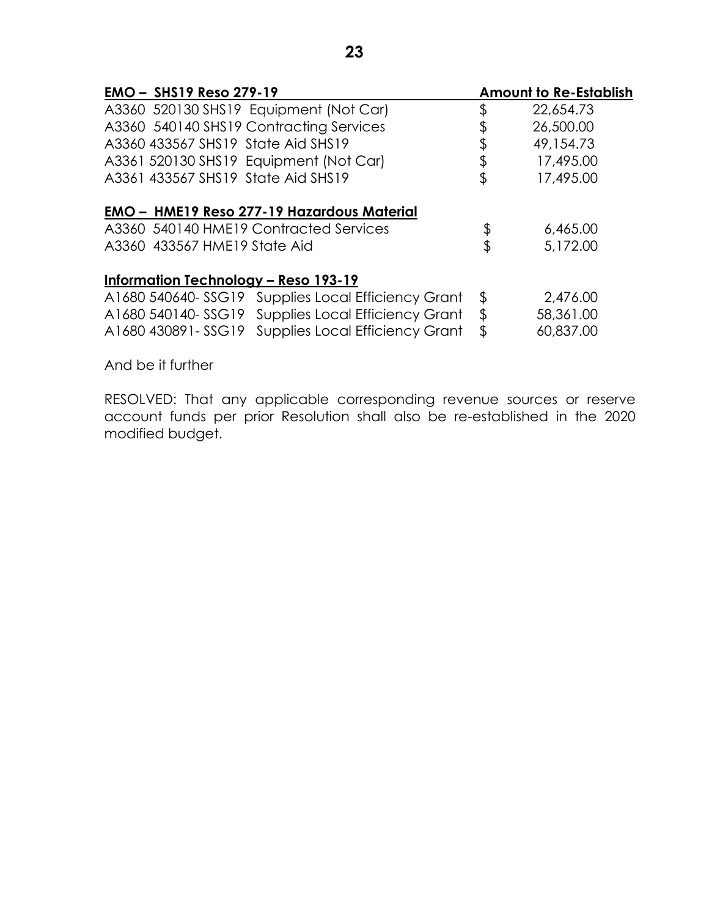| **EMO – SHS19 Reso 279-19** | **Amount to Re-Establish** |
|---|---|
| A3360 520130 SHS19 Equipment (Not Car) | $ 22,654.73 |
| A3360 540140 SHS19 Contracting Services | $ 26,500.00 |
| A3360 433567 SHS19 State Aid SHS19 | $ 49,154.73 |
| A3361 520130 SHS19 Equipment (Not Car) | $ 17,495.00 |
| A3361 433567 SHS19 State Aid SHS19 | $ 17,495.00 |
| **EMO – HME19 Reso 277-19 Hazardous Material** | |
| A3360 540140 HME19 Contracted Services | $ 6,465.00 |
| A3360 433567 HME19 State Aid | $ 5,172.00 |
| **Information Technology – Reso 193-19** | |
| A1680 540640- SSG19 Supplies Local Efficiency Grant | $ 2,476.00 |
| A1680 540140- SSG19 Supplies Local Efficiency Grant | $ 58,361.00 |
| A1680 430891- SSG19 Supplies Local Efficiency Grant | $ 60,837.00 |

And be it further

RESOLVED: That any applicable corresponding revenue sources or reserve account funds per prior Resolution shall also be re-established in the 2020 modified budget.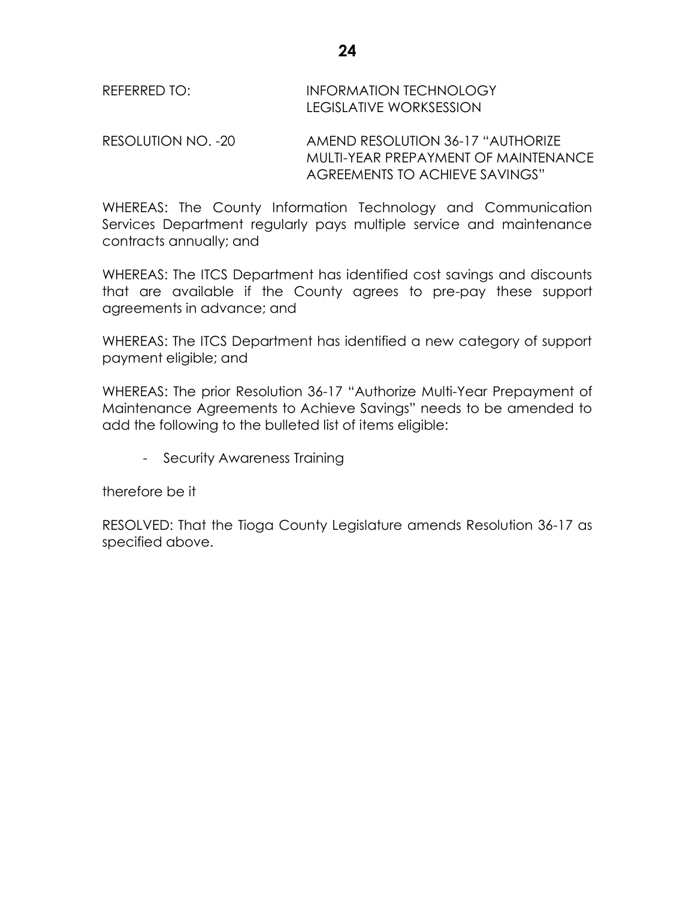REFERRED TO: INFORMATION TECHNOLOGY
LEGISLATIVE WORKSESSION

RESOLUTION NO. -20 AMEND RESOLUTION 36-17 "AUTHORIZE MULTI-YEAR PREPAYMENT OF MAINTENANCE AGREEMENTS TO ACHIEVE SAVINGS"

WHEREAS: The County Information Technology and Communication Services Department regularly pays multiple service and maintenance contracts annually; and

WHEREAS: The ITCS Department has identified cost savings and discounts that are available if the County agrees to pre-pay these support agreements in advance; and

WHEREAS: The ITCS Department has identified a new category of support payment eligible; and

WHEREAS: The prior Resolution 36-17 "Authorize Multi-Year Prepayment of Maintenance Agreements to Achieve Savings" needs to be amended to add the following to the bulleted list of items eligible:

- Security Awareness Training

therefore be it

RESOLVED: That the Tioga County Legislature amends Resolution 36-17 as specified above.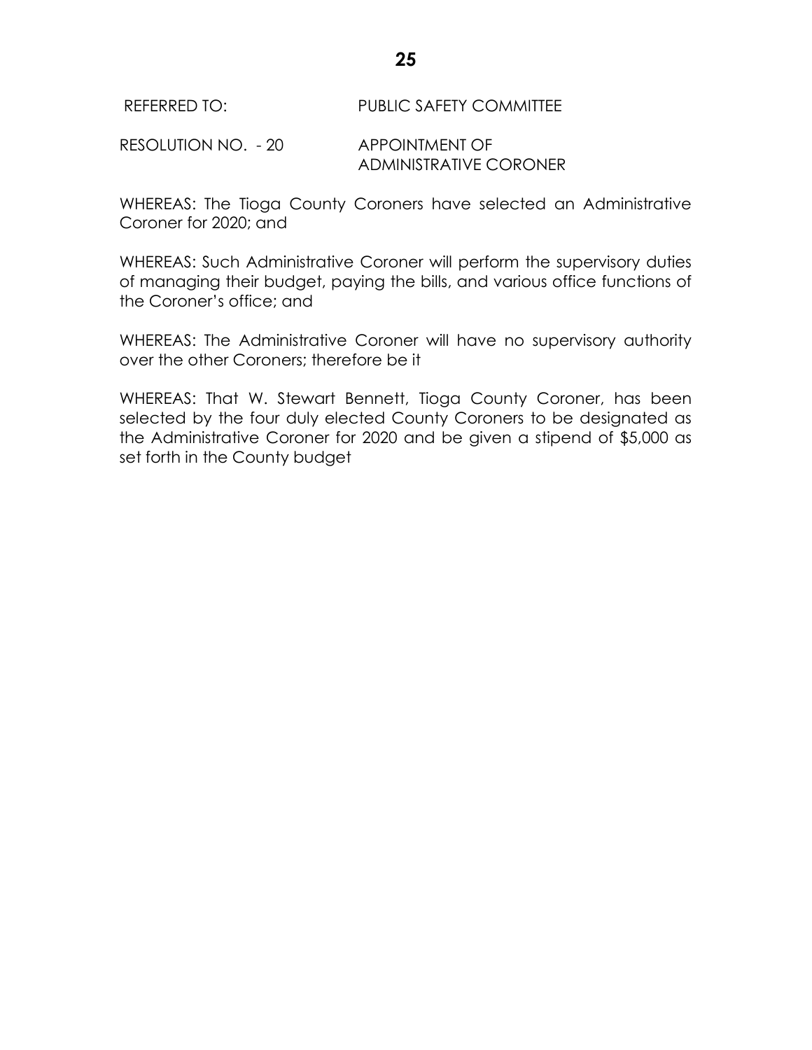REFERRED TO: PUBLIC SAFETY COMMITTEE

RESOLUTION NO. - 20 APPOINTMENT OF ADMINISTRATIVE CORONER

WHEREAS: The Tioga County Coroners have selected an Administrative Coroner for 2020; and

WHEREAS: Such Administrative Coroner will perform the supervisory duties of managing their budget, paying the bills, and various office functions of the Coroner's office; and

WHEREAS: The Administrative Coroner will have no supervisory authority over the other Coroners; therefore be it

WHEREAS: That W. Stewart Bennett, Tioga County Coroner, has been selected by the four duly elected County Coroners to be designated as the Administrative Coroner for 2020 and be given a stipend of $5,000 as set forth in the County budget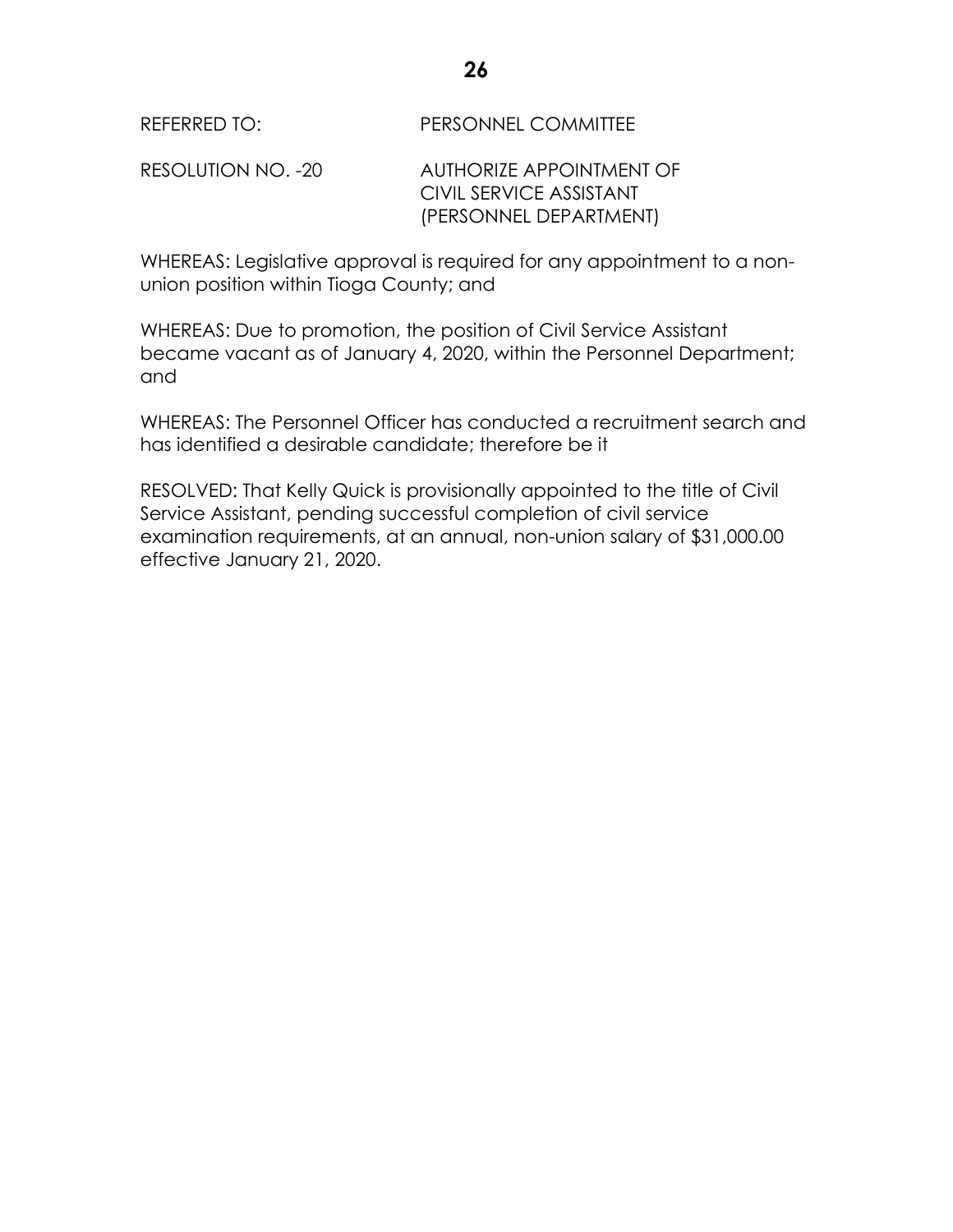REFERRED TO: PERSONNEL COMMITTEE

RESOLUTION NO. -20 AUTHORIZE APPOINTMENT OF CIVIL SERVICE ASSISTANT (PERSONNEL DEPARTMENT)

WHEREAS: Legislative approval is required for any appointment to a non-union position within Tioga County; and

WHEREAS: Due to promotion, the position of Civil Service Assistant became vacant as of January 4, 2020, within the Personnel Department; and

WHEREAS: The Personnel Officer has conducted a recruitment search and has identified a desirable candidate; therefore be it

RESOLVED: That Kelly Quick is provisionally appointed to the title of Civil Service Assistant, pending successful completion of civil service examination requirements, at an annual, non-union salary of $31,000.00 effective January 21, 2020.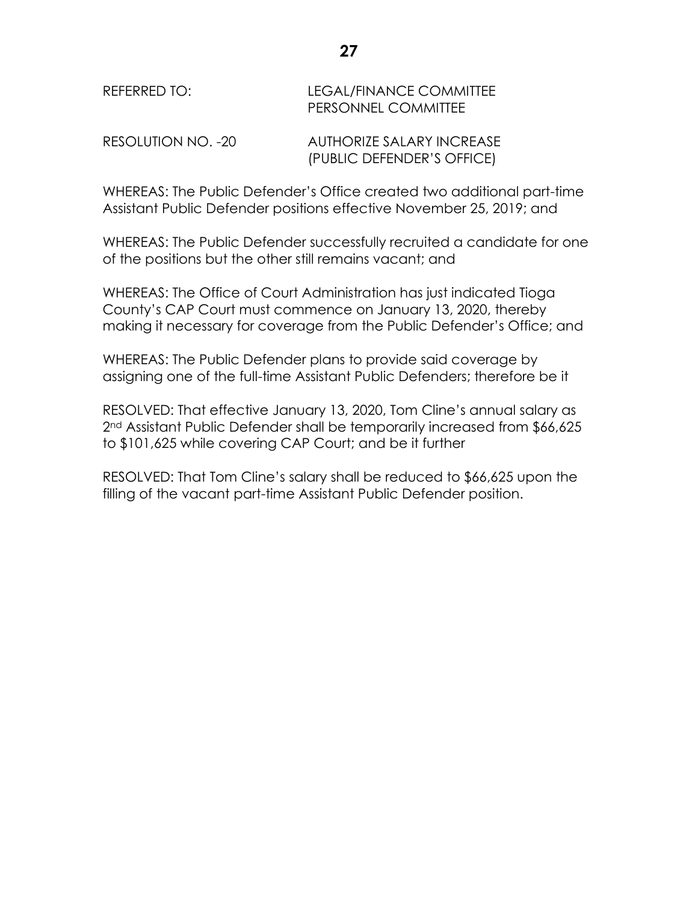REFERRED TO: LEGAL/FINANCE COMMITTEE
PERSONNEL COMMITTEE

RESOLUTION NO. -20 AUTHORIZE SALARY INCREASE
(PUBLIC DEFENDER'S OFFICE)

WHEREAS: The Public Defender's Office created two additional part-time Assistant Public Defender positions effective November 25, 2019; and

WHEREAS: The Public Defender successfully recruited a candidate for one of the positions but the other still remains vacant; and

WHEREAS: The Office of Court Administration has just indicated Tioga County's CAP Court must commence on January 13, 2020, thereby making it necessary for coverage from the Public Defender's Office; and

WHEREAS: The Public Defender plans to provide said coverage by assigning one of the full-time Assistant Public Defenders; therefore be it

RESOLVED: That effective January 13, 2020, Tom Cline's annual salary as 2nd Assistant Public Defender shall be temporarily increased from $66,625 to $101,625 while covering CAP Court; and be it further

RESOLVED: That Tom Cline's salary shall be reduced to $66,625 upon the filling of the vacant part-time Assistant Public Defender position.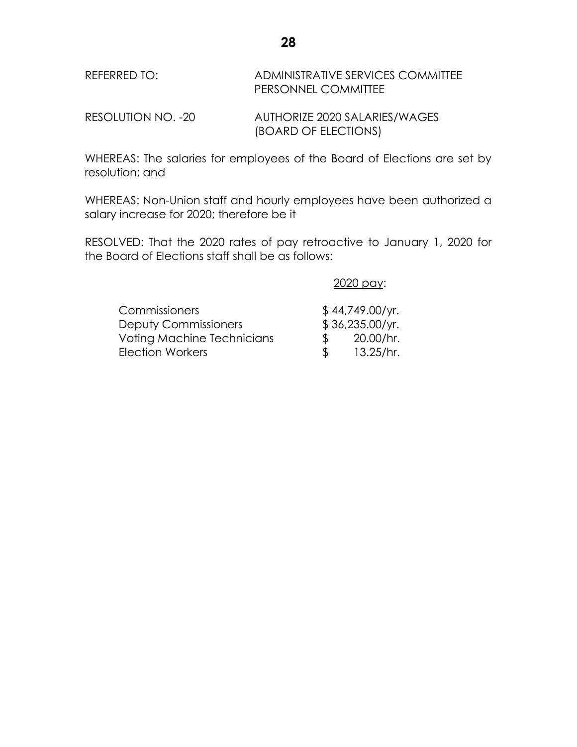REFERRED TO: ADMINISTRATIVE SERVICES COMMITTEE
PERSONNEL COMMITTEE

RESOLUTION NO. -20 AUTHORIZE 2020 SALARIES/WAGES (BOARD OF ELECTIONS)

WHEREAS: The salaries for employees of the Board of Elections are set by resolution; and

WHEREAS: Non-Union staff and hourly employees have been authorized a salary increase for 2020; therefore be it

RESOLVED: That the 2020 rates of pay retroactive to January 1, 2020 for the Board of Elections staff shall be as follows:

| | 2020 pay: |
|---|---|
| Commissioners | $ 44,749.00/yr. |
| Deputy Commissioners | $ 36,235.00/yr. |
| Voting Machine Technicians | $ 20.00/hr. |
| Election Workers | $ 13.25/hr. |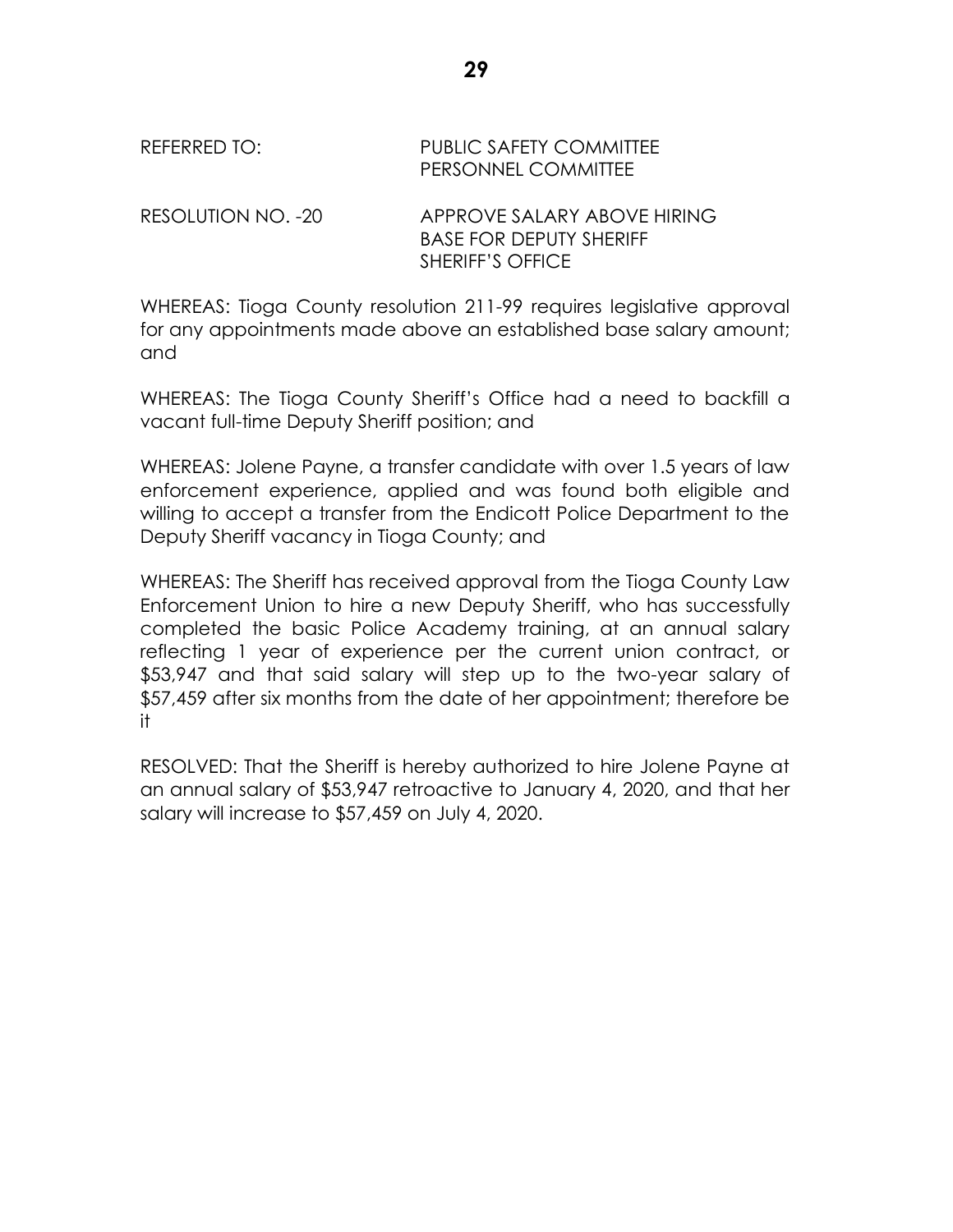REFERRED TO: PUBLIC SAFETY COMMITTEE
PERSONNEL COMMITTEE

RESOLUTION NO. -20 APPROVE SALARY ABOVE HIRING BASE FOR DEPUTY SHERIFF SHERIFF'S OFFICE

WHEREAS: Tioga County resolution 211-99 requires legislative approval for any appointments made above an established base salary amount; and

WHEREAS: The Tioga County Sheriff's Office had a need to backfill a vacant full-time Deputy Sheriff position; and

WHEREAS: Jolene Payne, a transfer candidate with over 1.5 years of law enforcement experience, applied and was found both eligible and willing to accept a transfer from the Endicott Police Department to the Deputy Sheriff vacancy in Tioga County; and

WHEREAS: The Sheriff has received approval from the Tioga County Law Enforcement Union to hire a new Deputy Sheriff, who has successfully completed the basic Police Academy training, at an annual salary reflecting 1 year of experience per the current union contract, or $53,947 and that said salary will step up to the two-year salary of $57,459 after six months from the date of her appointment; therefore be it

RESOLVED: That the Sheriff is hereby authorized to hire Jolene Payne at an annual salary of $53,947 retroactive to January 4, 2020, and that her salary will increase to $57,459 on July 4, 2020.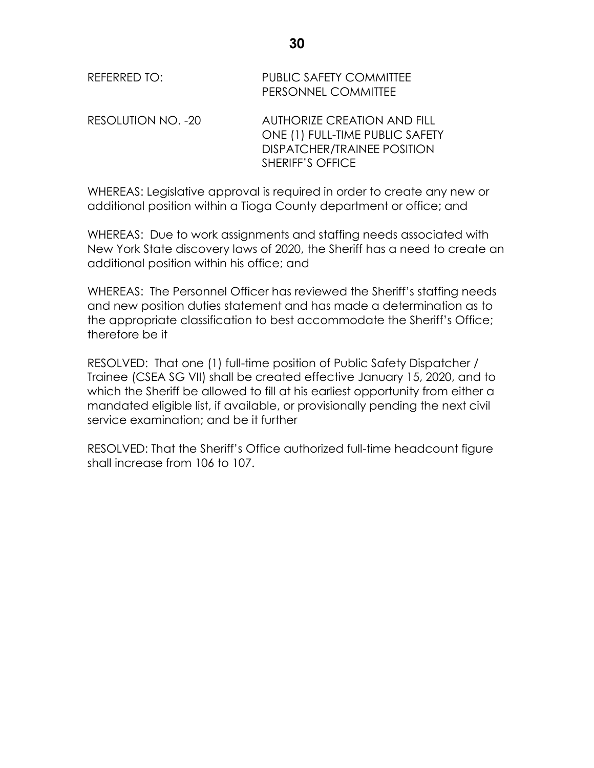REFERRED TO: PUBLIC SAFETY COMMITTEE
PERSONNEL COMMITTEE

RESOLUTION NO. -20 AUTHORIZE CREATION AND FILL ONE (1) FULL-TIME PUBLIC SAFETY DISPATCHER/TRAINEE POSITION SHERIFF'S OFFICE

WHEREAS: Legislative approval is required in order to create any new or additional position within a Tioga County department or office; and

WHEREAS: Due to work assignments and staffing needs associated with New York State discovery laws of 2020, the Sheriff has a need to create an additional position within his office; and

WHEREAS: The Personnel Officer has reviewed the Sheriff's staffing needs and new position duties statement and has made a determination as to the appropriate classification to best accommodate the Sheriff's Office; therefore be it

RESOLVED: That one (1) full-time position of Public Safety Dispatcher / Trainee (CSEA SG VII) shall be created effective January 15, 2020, and to which the Sheriff be allowed to fill at his earliest opportunity from either a mandated eligible list, if available, or provisionally pending the next civil service examination; and be it further

RESOLVED: That the Sheriff's Office authorized full-time headcount figure shall increase from 106 to 107.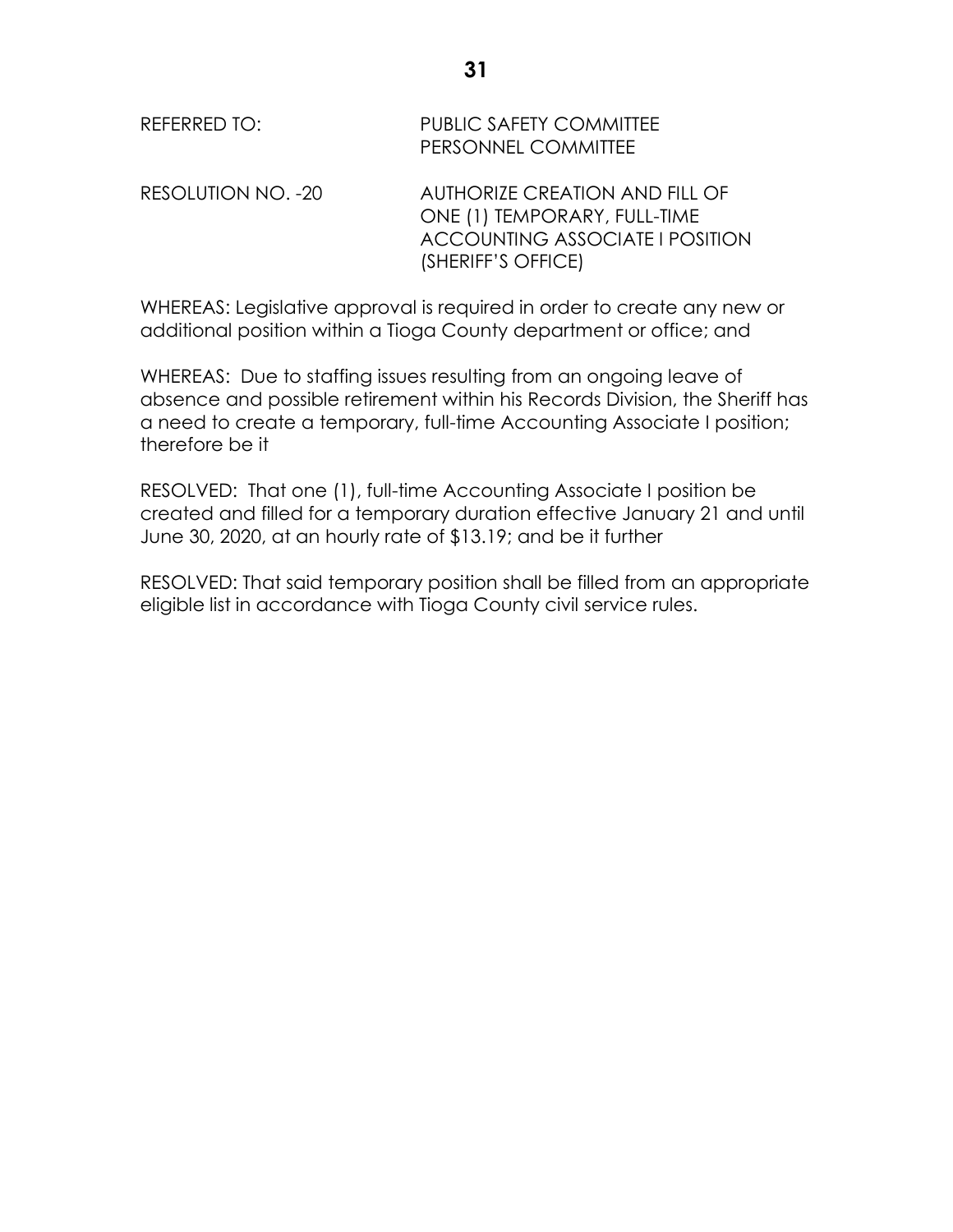REFERRED TO: PUBLIC SAFETY COMMITTEE
PERSONNEL COMMITTEE

RESOLUTION NO. -20 AUTHORIZE CREATION AND FILL OF ONE (1) TEMPORARY, FULL-TIME ACCOUNTING ASSOCIATE I POSITION (SHERIFF'S OFFICE)

WHEREAS: Legislative approval is required in order to create any new or additional position within a Tioga County department or office; and

WHEREAS: Due to staffing issues resulting from an ongoing leave of absence and possible retirement within his Records Division, the Sheriff has a need to create a temporary, full-time Accounting Associate I position; therefore be it

RESOLVED: That one (1), full-time Accounting Associate I position be created and filled for a temporary duration effective January 21 and until June 30, 2020, at an hourly rate of $13.19; and be it further

RESOLVED: That said temporary position shall be filled from an appropriate eligible list in accordance with Tioga County civil service rules.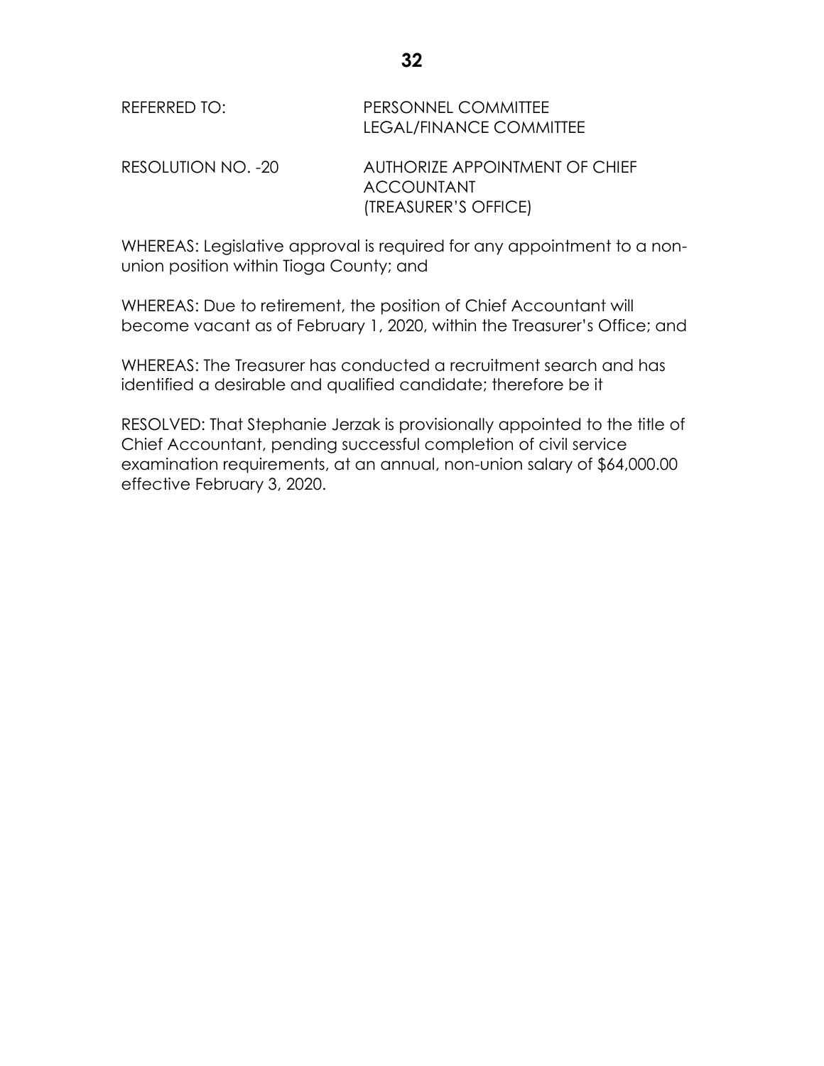REFERRED TO: PERSONNEL COMMITTEE
LEGAL/FINANCE COMMITTEE

RESOLUTION NO. -20 AUTHORIZE APPOINTMENT OF CHIEF ACCOUNTANT
(TREASURER'S OFFICE)

WHEREAS: Legislative approval is required for any appointment to a non-union position within Tioga County; and

WHEREAS: Due to retirement, the position of Chief Accountant will become vacant as of February 1, 2020, within the Treasurer's Office; and

WHEREAS: The Treasurer has conducted a recruitment search and has identified a desirable and qualified candidate; therefore be it

RESOLVED: That Stephanie Jerzak is provisionally appointed to the title of Chief Accountant, pending successful completion of civil service examination requirements, at an annual, non-union salary of $64,000.00 effective February 3, 2020.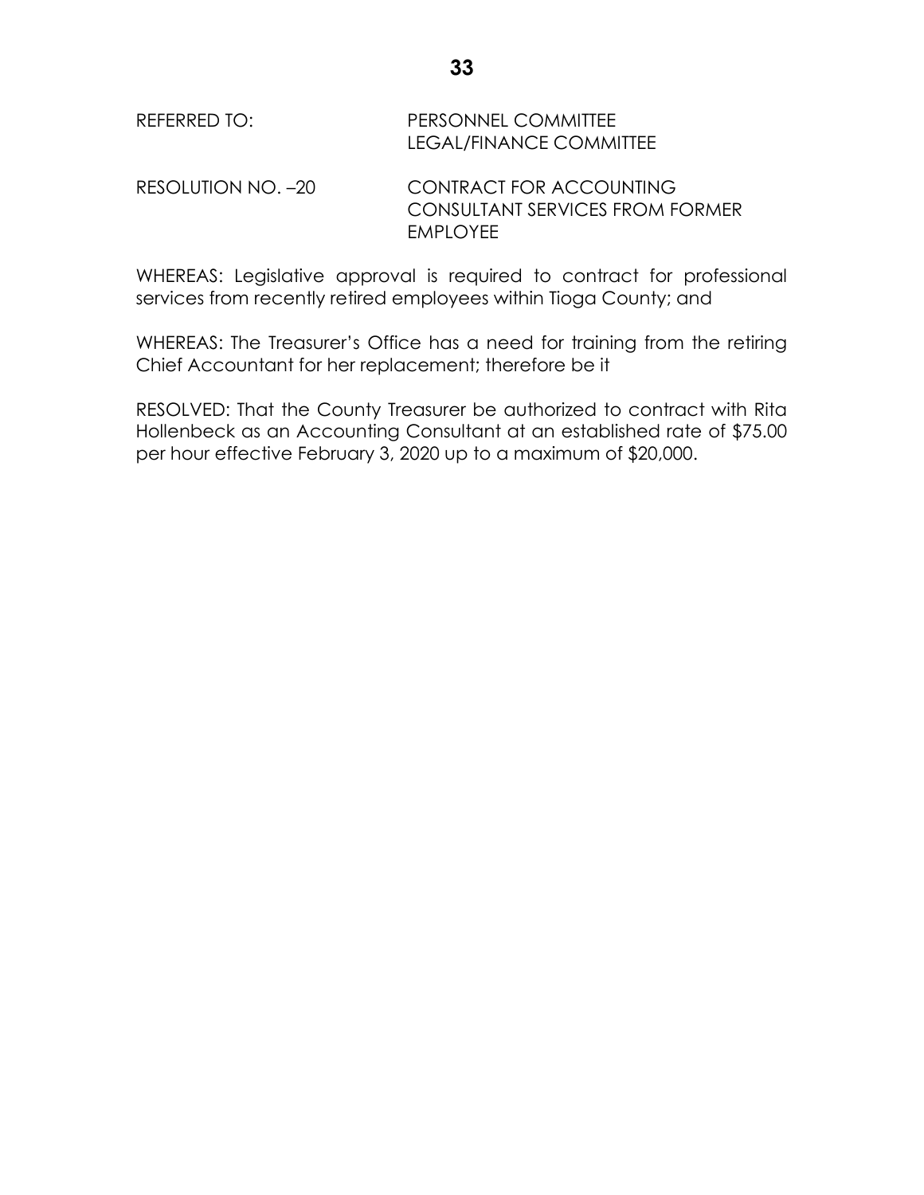REFERRED TO: PERSONNEL COMMITTEE
LEGAL/FINANCE COMMITTEE

RESOLUTION NO. –20 CONTRACT FOR ACCOUNTING CONSULTANT SERVICES FROM FORMER EMPLOYEE

WHEREAS: Legislative approval is required to contract for professional services from recently retired employees within Tioga County; and

WHEREAS: The Treasurer's Office has a need for training from the retiring Chief Accountant for her replacement; therefore be it

RESOLVED: That the County Treasurer be authorized to contract with Rita Hollenbeck as an Accounting Consultant at an established rate of $75.00 per hour effective February 3, 2020 up to a maximum of $20,000.